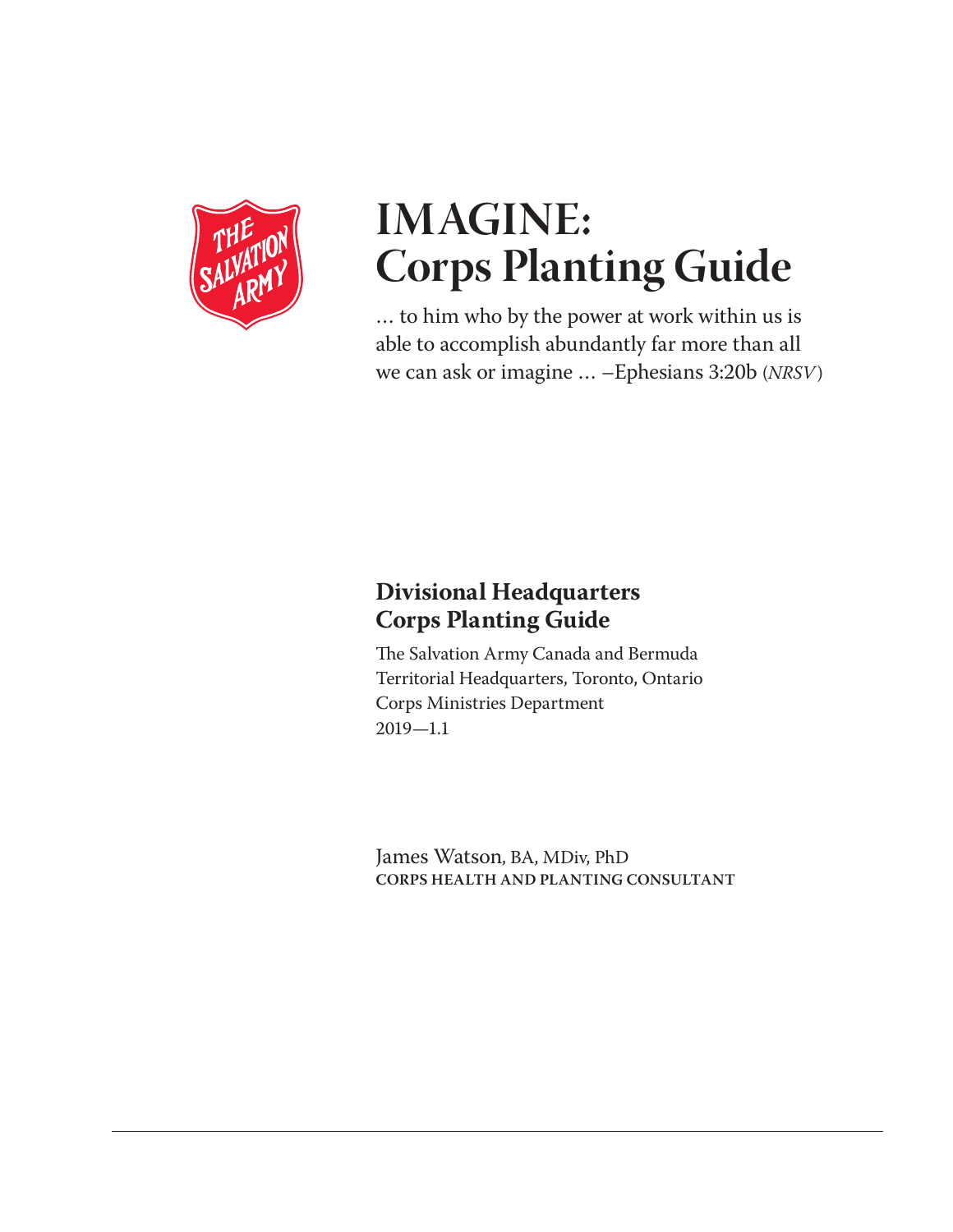# IMAGINE: Corps Planting Guide

… to him who by the power at work within us is able to accomplish abundantly far more than all we can ask or imagine … –Ephesians 3:20b (*NRSV*)

## Divisional Headquarters Corps Planting Guide

The Salvation Army Canada and Bermuda
Territorial Headquarters, Toronto, Ontario
Corps Ministries Department
2019—1.1

James Watson, BA, MDiv, PhD
**CORPS HEALTH AND PLANTING CONSULTANT**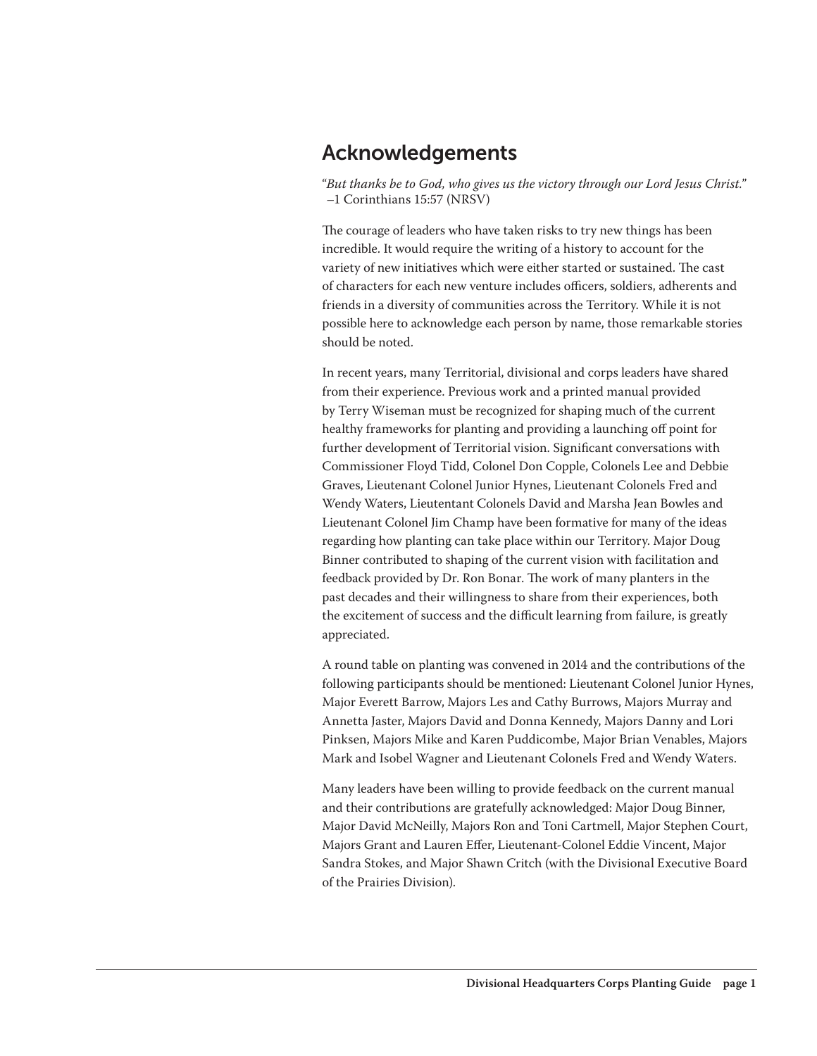# Acknowledgements

"*But thanks be to God, who gives us the victory through our Lord Jesus Christ.*"
–1 Corinthians 15:57 (NRSV)

The courage of leaders who have taken risks to try new things has been incredible. It would require the writing of a history to account for the variety of new initiatives which were either started or sustained. The cast of characters for each new venture includes officers, soldiers, adherents and friends in a diversity of communities across the Territory. While it is not possible here to acknowledge each person by name, those remarkable stories should be noted.

In recent years, many Territorial, divisional and corps leaders have shared from their experience. Previous work and a printed manual provided by Terry Wiseman must be recognized for shaping much of the current healthy frameworks for planting and providing a launching off point for further development of Territorial vision. Significant conversations with Commissioner Floyd Tidd, Colonel Don Copple, Colonels Lee and Debbie Graves, Lieutenant Colonel Junior Hynes, Lieutenant Colonels Fred and Wendy Waters, Lieutentant Colonels David and Marsha Jean Bowles and Lieutenant Colonel Jim Champ have been formative for many of the ideas regarding how planting can take place within our Territory. Major Doug Binner contributed to shaping of the current vision with facilitation and feedback provided by Dr. Ron Bonar. The work of many planters in the past decades and their willingness to share from their experiences, both the excitement of success and the difficult learning from failure, is greatly appreciated.

A round table on planting was convened in 2014 and the contributions of the following participants should be mentioned: Lieutenant Colonel Junior Hynes, Major Everett Barrow, Majors Les and Cathy Burrows, Majors Murray and Annetta Jaster, Majors David and Donna Kennedy, Majors Danny and Lori Pinksen, Majors Mike and Karen Puddicombe, Major Brian Venables, Majors Mark and Isobel Wagner and Lieutenant Colonels Fred and Wendy Waters.

Many leaders have been willing to provide feedback on the current manual and their contributions are gratefully acknowledged: Major Doug Binner, Major David McNeilly, Majors Ron and Toni Cartmell, Major Stephen Court, Majors Grant and Lauren Effer, Lieutenant-Colonel Eddie Vincent, Major Sandra Stokes, and Major Shawn Critch (with the Divisional Executive Board of the Prairies Division).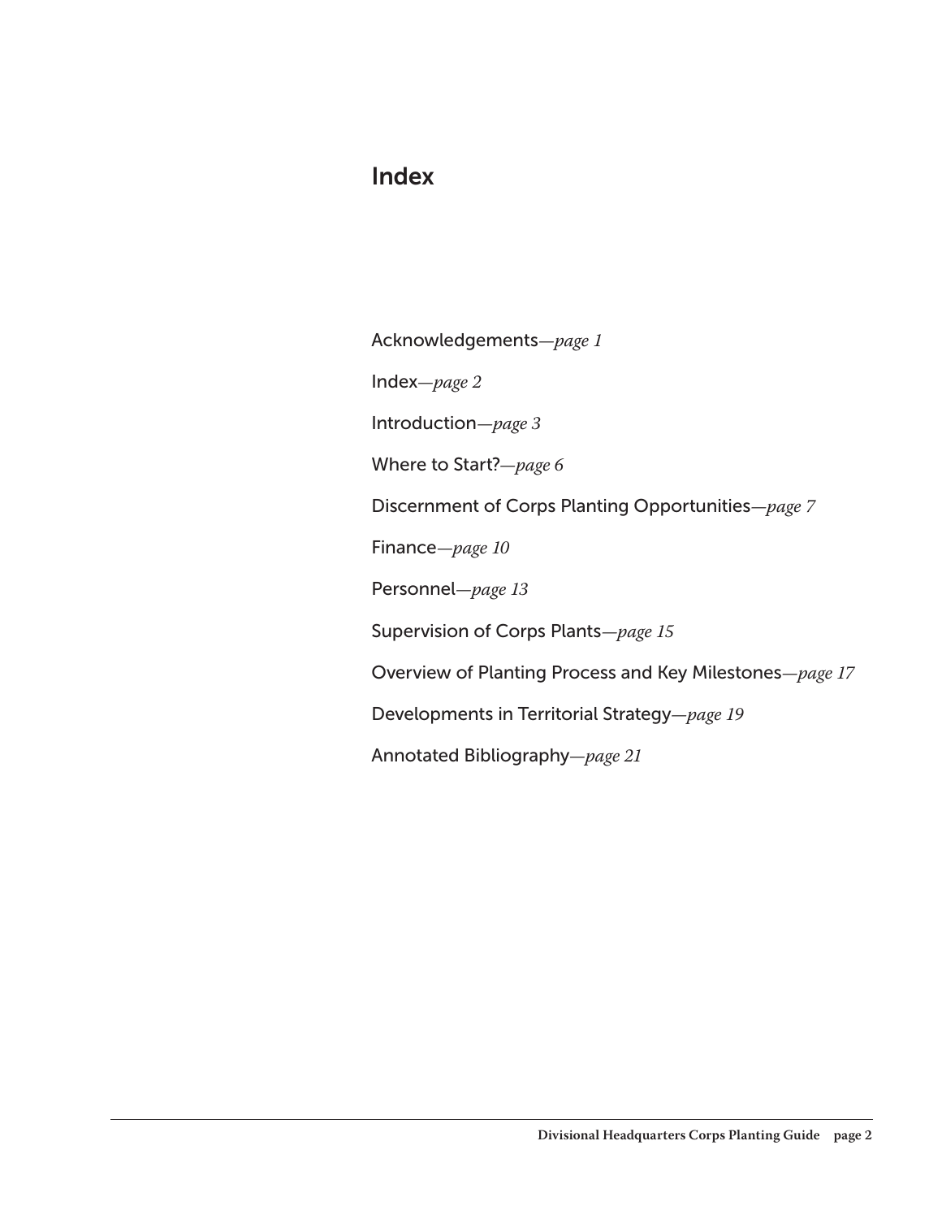# Index

Acknowledgements—*page 1*

Index—*page 2*

Introduction—*page 3*

Where to Start?—*page 6*

Discernment of Corps Planting Opportunities—*page 7*

Finance—*page 10*

Personnel—*page 13*

Supervision of Corps Plants—*page 15*

Overview of Planting Process and Key Milestones—*page 17*

Developments in Territorial Strategy—*page 19*

Annotated Bibliography—*page 21*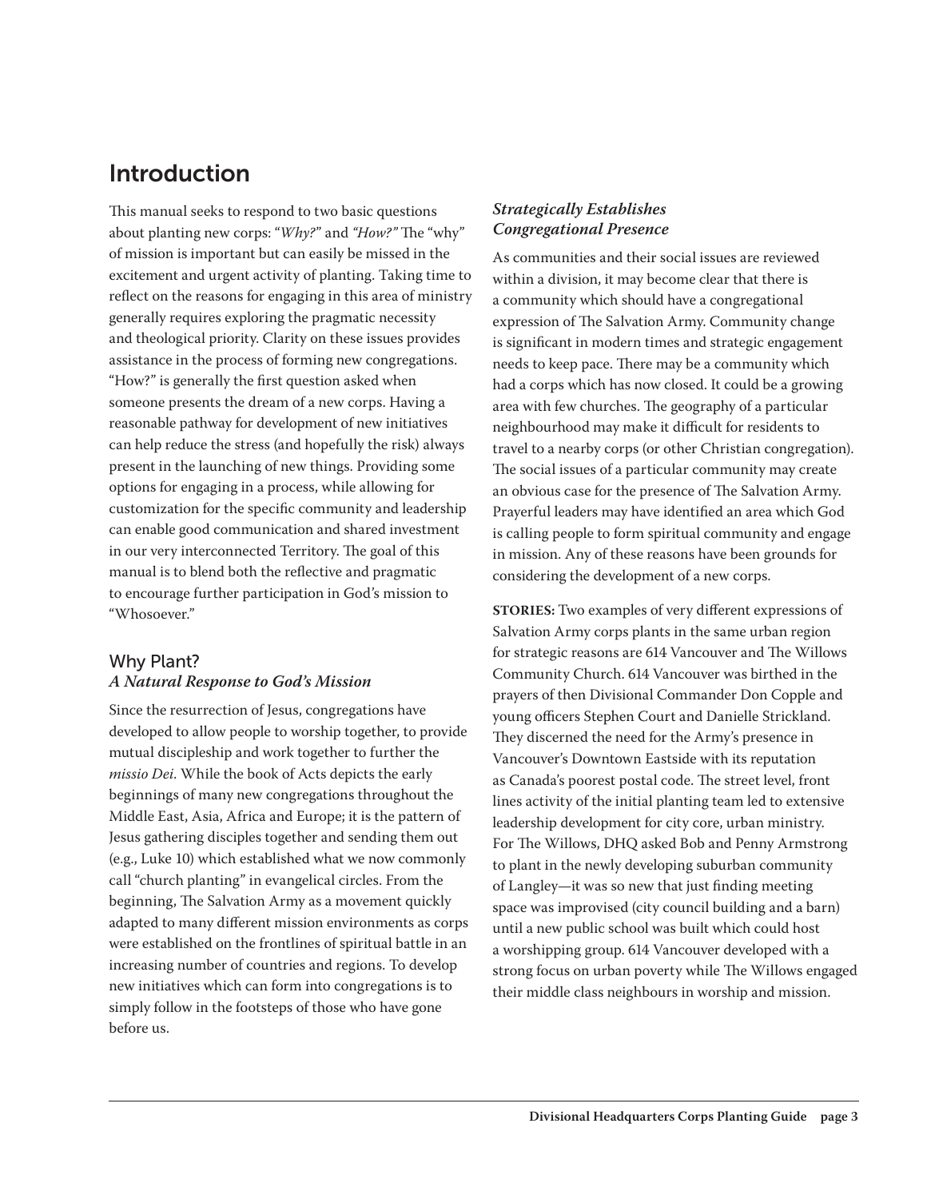# Introduction

This manual seeks to respond to two basic questions about planting new corps: "*Why?*" and *"How?"* The "why" of mission is important but can easily be missed in the excitement and urgent activity of planting. Taking time to reflect on the reasons for engaging in this area of ministry generally requires exploring the pragmatic necessity and theological priority. Clarity on these issues provides assistance in the process of forming new congregations. "How?" is generally the first question asked when someone presents the dream of a new corps. Having a reasonable pathway for development of new initiatives can help reduce the stress (and hopefully the risk) always present in the launching of new things. Providing some options for engaging in a process, while allowing for customization for the specific community and leadership can enable good communication and shared investment in our very interconnected Territory. The goal of this manual is to blend both the reflective and pragmatic to encourage further participation in God's mission to "Whosoever."

## Why Plant?

### *A Natural Response to God's Mission*

Since the resurrection of Jesus, congregations have developed to allow people to worship together, to provide mutual discipleship and work together to further the *missio Dei*. While the book of Acts depicts the early beginnings of many new congregations throughout the Middle East, Asia, Africa and Europe; it is the pattern of Jesus gathering disciples together and sending them out (e.g., Luke 10) which established what we now commonly call "church planting" in evangelical circles. From the beginning, The Salvation Army as a movement quickly adapted to many different mission environments as corps were established on the frontlines of spiritual battle in an increasing number of countries and regions. To develop new initiatives which can form into congregations is to simply follow in the footsteps of those who have gone before us.

### *Strategically Establishes Congregational Presence*

As communities and their social issues are reviewed within a division, it may become clear that there is a community which should have a congregational expression of The Salvation Army. Community change is significant in modern times and strategic engagement needs to keep pace. There may be a community which had a corps which has now closed. It could be a growing area with few churches. The geography of a particular neighbourhood may make it difficult for residents to travel to a nearby corps (or other Christian congregation). The social issues of a particular community may create an obvious case for the presence of The Salvation Army. Prayerful leaders may have identified an area which God is calling people to form spiritual community and engage in mission. Any of these reasons have been grounds for considering the development of a new corps.

**STORIES:** Two examples of very different expressions of Salvation Army corps plants in the same urban region for strategic reasons are 614 Vancouver and The Willows Community Church. 614 Vancouver was birthed in the prayers of then Divisional Commander Don Copple and young officers Stephen Court and Danielle Strickland. They discerned the need for the Army's presence in Vancouver's Downtown Eastside with its reputation as Canada's poorest postal code. The street level, front lines activity of the initial planting team led to extensive leadership development for city core, urban ministry. For The Willows, DHQ asked Bob and Penny Armstrong to plant in the newly developing suburban community of Langley—it was so new that just finding meeting space was improvised (city council building and a barn) until a new public school was built which could host a worshipping group. 614 Vancouver developed with a strong focus on urban poverty while The Willows engaged their middle class neighbours in worship and mission.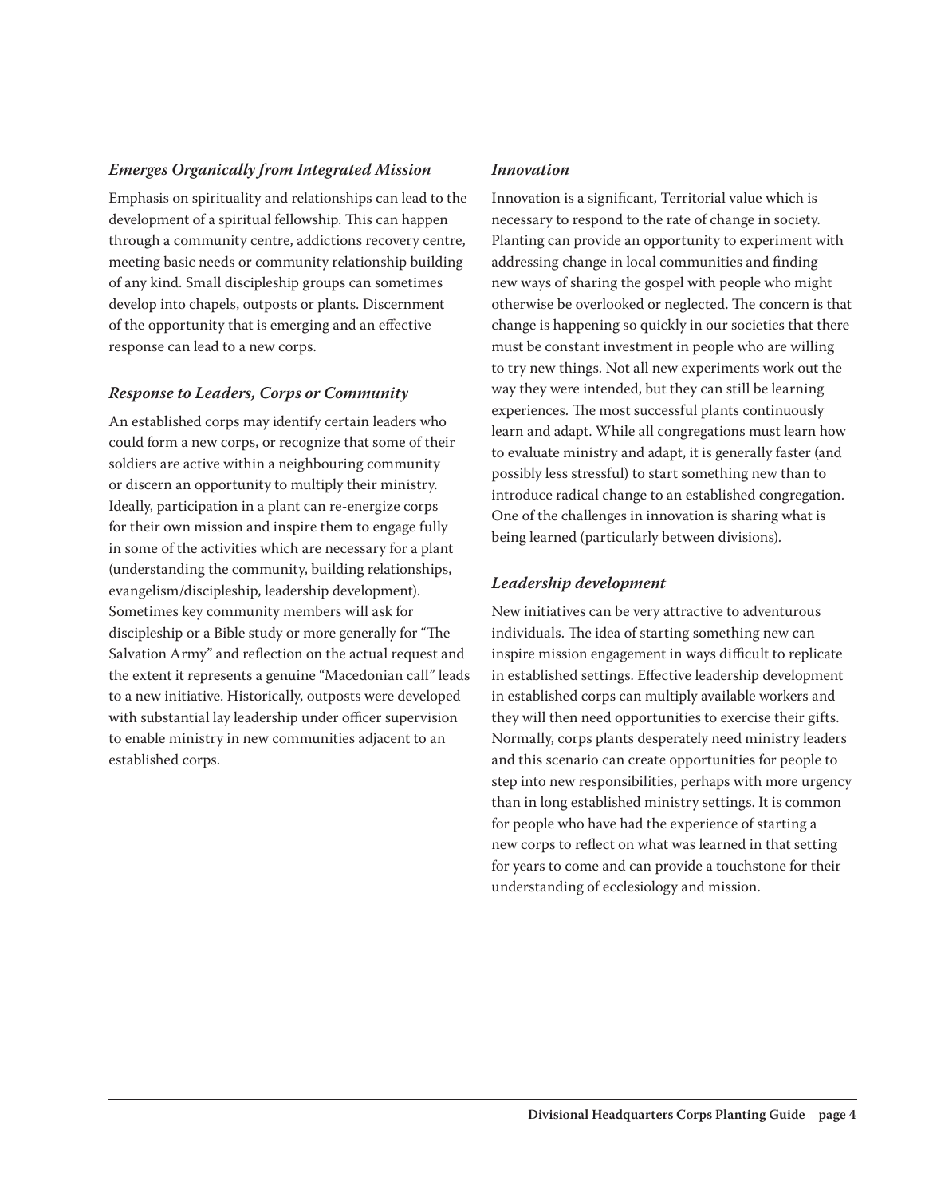### *Emerges Organically from Integrated Mission*

Emphasis on spirituality and relationships can lead to the development of a spiritual fellowship. This can happen through a community centre, addictions recovery centre, meeting basic needs or community relationship building of any kind. Small discipleship groups can sometimes develop into chapels, outposts or plants. Discernment of the opportunity that is emerging and an effective response can lead to a new corps.

### *Response to Leaders, Corps or Community*

An established corps may identify certain leaders who could form a new corps, or recognize that some of their soldiers are active within a neighbouring community or discern an opportunity to multiply their ministry. Ideally, participation in a plant can re-energize corps for their own mission and inspire them to engage fully in some of the activities which are necessary for a plant (understanding the community, building relationships, evangelism/discipleship, leadership development). Sometimes key community members will ask for discipleship or a Bible study or more generally for "The Salvation Army" and reflection on the actual request and the extent it represents a genuine "Macedonian call" leads to a new initiative. Historically, outposts were developed with substantial lay leadership under officer supervision to enable ministry in new communities adjacent to an established corps.

### *Innovation*

Innovation is a significant, Territorial value which is necessary to respond to the rate of change in society. Planting can provide an opportunity to experiment with addressing change in local communities and finding new ways of sharing the gospel with people who might otherwise be overlooked or neglected. The concern is that change is happening so quickly in our societies that there must be constant investment in people who are willing to try new things. Not all new experiments work out the way they were intended, but they can still be learning experiences. The most successful plants continuously learn and adapt. While all congregations must learn how to evaluate ministry and adapt, it is generally faster (and possibly less stressful) to start something new than to introduce radical change to an established congregation. One of the challenges in innovation is sharing what is being learned (particularly between divisions).

### *Leadership development*

New initiatives can be very attractive to adventurous individuals. The idea of starting something new can inspire mission engagement in ways difficult to replicate in established settings. Effective leadership development in established corps can multiply available workers and they will then need opportunities to exercise their gifts. Normally, corps plants desperately need ministry leaders and this scenario can create opportunities for people to step into new responsibilities, perhaps with more urgency than in long established ministry settings. It is common for people who have had the experience of starting a new corps to reflect on what was learned in that setting for years to come and can provide a touchstone for their understanding of ecclesiology and mission.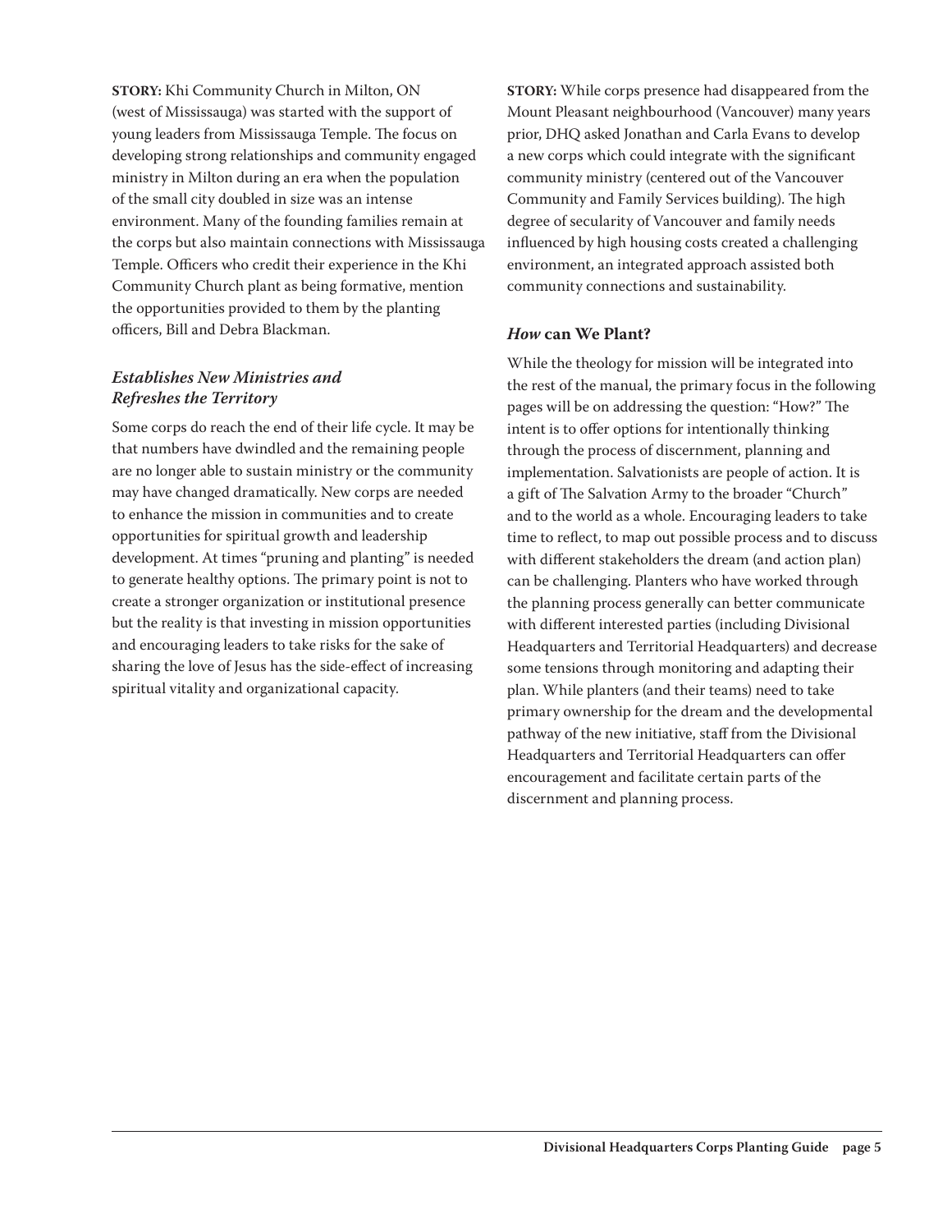**STORY:** Khi Community Church in Milton, ON (west of Mississauga) was started with the support of young leaders from Mississauga Temple. The focus on developing strong relationships and community engaged ministry in Milton during an era when the population of the small city doubled in size was an intense environment. Many of the founding families remain at the corps but also maintain connections with Mississauga Temple. Officers who credit their experience in the Khi Community Church plant as being formative, mention the opportunities provided to them by the planting officers, Bill and Debra Blackman.

### *Establishes New Ministries and Refreshes the Territory*

Some corps do reach the end of their life cycle. It may be that numbers have dwindled and the remaining people are no longer able to sustain ministry or the community may have changed dramatically. New corps are needed to enhance the mission in communities and to create opportunities for spiritual growth and leadership development. At times "pruning and planting" is needed to generate healthy options. The primary point is not to create a stronger organization or institutional presence but the reality is that investing in mission opportunities and encouraging leaders to take risks for the sake of sharing the love of Jesus has the side-effect of increasing spiritual vitality and organizational capacity.

**STORY:** While corps presence had disappeared from the Mount Pleasant neighbourhood (Vancouver) many years prior, DHQ asked Jonathan and Carla Evans to develop a new corps which could integrate with the significant community ministry (centered out of the Vancouver Community and Family Services building). The high degree of secularity of Vancouver and family needs influenced by high housing costs created a challenging environment, an integrated approach assisted both community connections and sustainability.

### *How* can We Plant?

While the theology for mission will be integrated into the rest of the manual, the primary focus in the following pages will be on addressing the question: "How?" The intent is to offer options for intentionally thinking through the process of discernment, planning and implementation. Salvationists are people of action. It is a gift of The Salvation Army to the broader "Church" and to the world as a whole. Encouraging leaders to take time to reflect, to map out possible process and to discuss with different stakeholders the dream (and action plan) can be challenging. Planters who have worked through the planning process generally can better communicate with different interested parties (including Divisional Headquarters and Territorial Headquarters) and decrease some tensions through monitoring and adapting their plan. While planters (and their teams) need to take primary ownership for the dream and the developmental pathway of the new initiative, staff from the Divisional Headquarters and Territorial Headquarters can offer encouragement and facilitate certain parts of the discernment and planning process.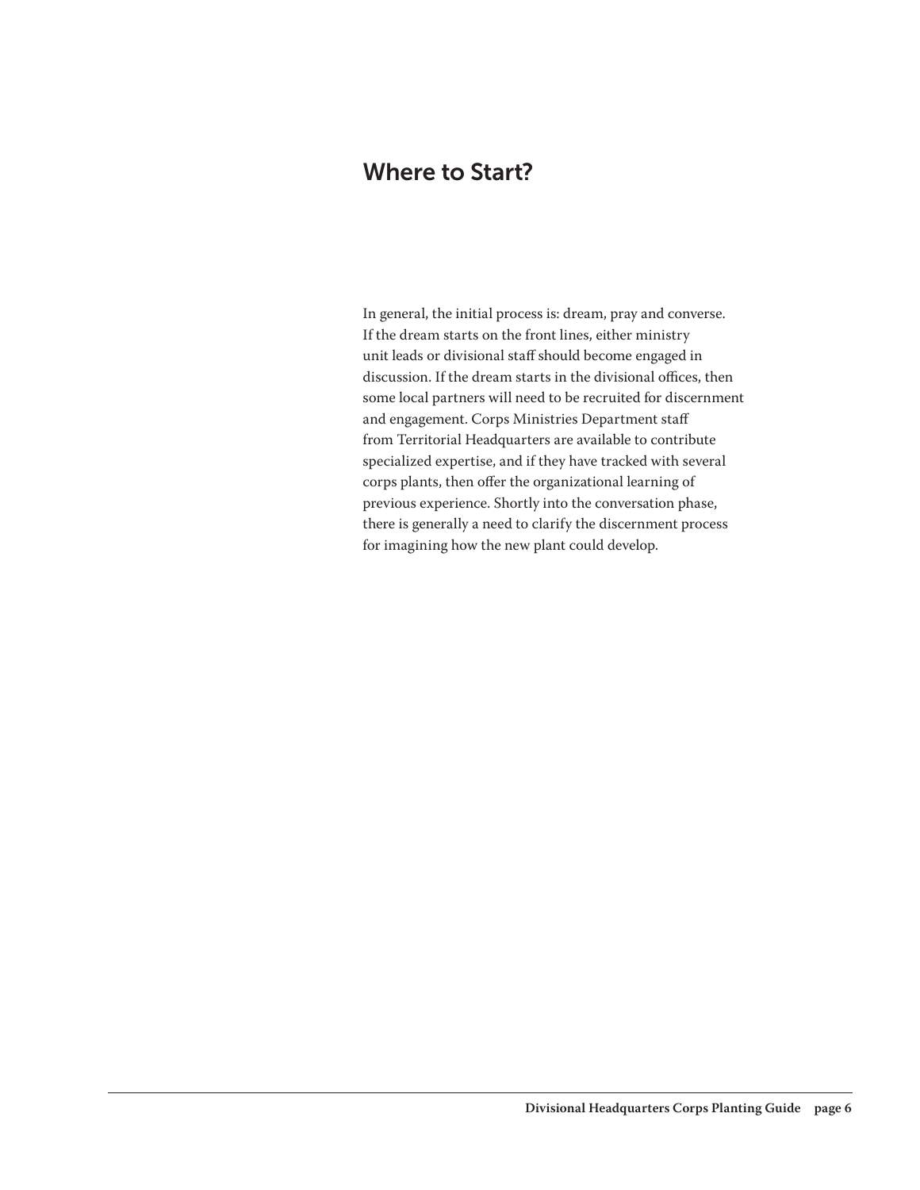## Where to Start?

In general, the initial process is: dream, pray and converse. If the dream starts on the front lines, either ministry unit leads or divisional staff should become engaged in discussion. If the dream starts in the divisional offices, then some local partners will need to be recruited for discernment and engagement. Corps Ministries Department staff from Territorial Headquarters are available to contribute specialized expertise, and if they have tracked with several corps plants, then offer the organizational learning of previous experience. Shortly into the conversation phase, there is generally a need to clarify the discernment process for imagining how the new plant could develop.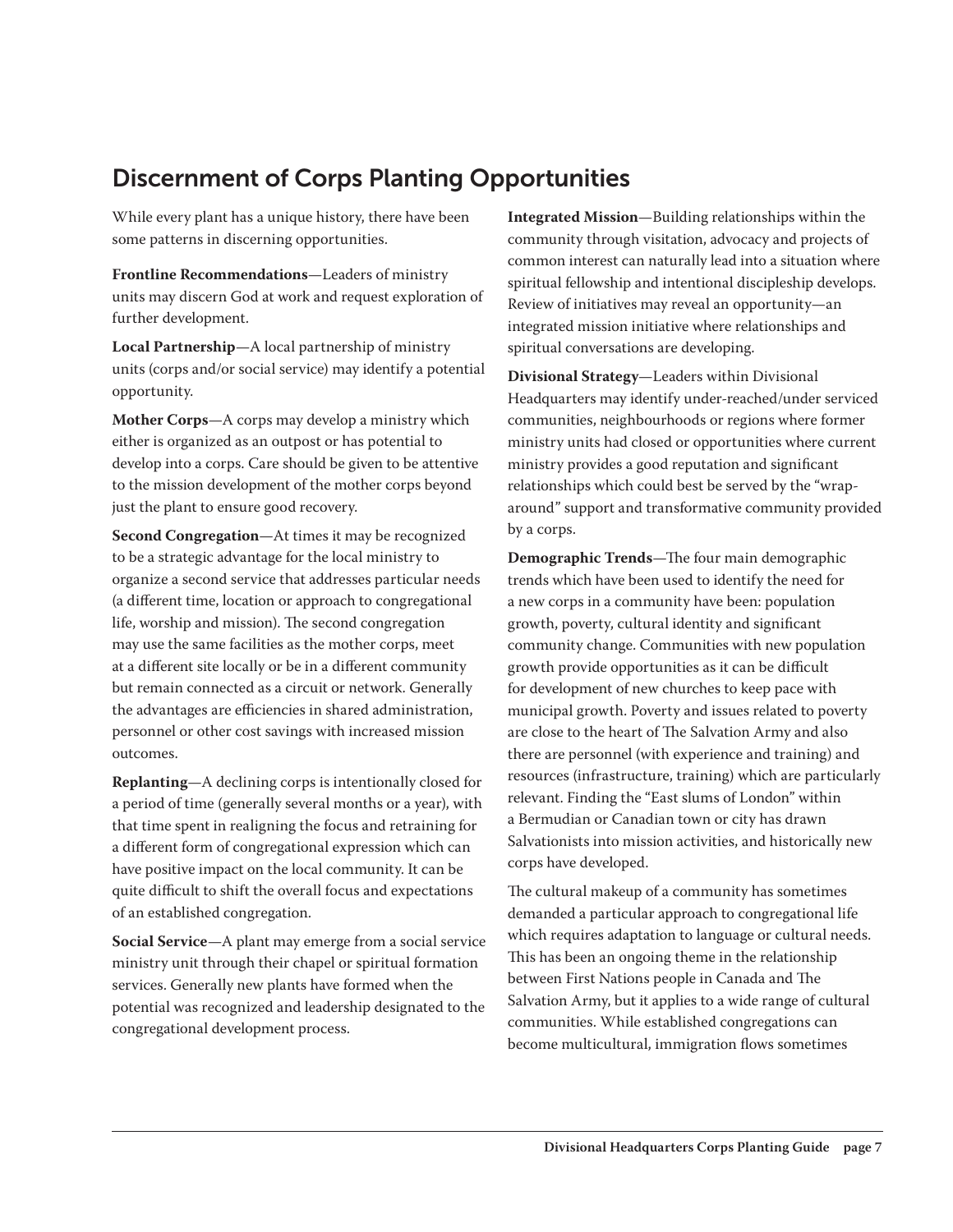## Discernment of Corps Planting Opportunities

While every plant has a unique history, there have been some patterns in discerning opportunities.

**Frontline Recommendations**—Leaders of ministry units may discern God at work and request exploration of further development.

**Local Partnership**—A local partnership of ministry units (corps and/or social service) may identify a potential opportunity.

**Mother Corps**—A corps may develop a ministry which either is organized as an outpost or has potential to develop into a corps. Care should be given to be attentive to the mission development of the mother corps beyond just the plant to ensure good recovery.

**Second Congregation**—At times it may be recognized to be a strategic advantage for the local ministry to organize a second service that addresses particular needs (a different time, location or approach to congregational life, worship and mission). The second congregation may use the same facilities as the mother corps, meet at a different site locally or be in a different community but remain connected as a circuit or network. Generally the advantages are efficiencies in shared administration, personnel or other cost savings with increased mission outcomes.

**Replanting**—A declining corps is intentionally closed for a period of time (generally several months or a year), with that time spent in realigning the focus and retraining for a different form of congregational expression which can have positive impact on the local community. It can be quite difficult to shift the overall focus and expectations of an established congregation.

**Social Service**—A plant may emerge from a social service ministry unit through their chapel or spiritual formation services. Generally new plants have formed when the potential was recognized and leadership designated to the congregational development process.

**Integrated Mission**—Building relationships within the community through visitation, advocacy and projects of common interest can naturally lead into a situation where spiritual fellowship and intentional discipleship develops. Review of initiatives may reveal an opportunity—an integrated mission initiative where relationships and spiritual conversations are developing.

**Divisional Strategy**—Leaders within Divisional Headquarters may identify under-reached/under serviced communities, neighbourhoods or regions where former ministry units had closed or opportunities where current ministry provides a good reputation and significant relationships which could best be served by the "wrap-around" support and transformative community provided by a corps.

**Demographic Trends**—The four main demographic trends which have been used to identify the need for a new corps in a community have been: population growth, poverty, cultural identity and significant community change. Communities with new population growth provide opportunities as it can be difficult for development of new churches to keep pace with municipal growth. Poverty and issues related to poverty are close to the heart of The Salvation Army and also there are personnel (with experience and training) and resources (infrastructure, training) which are particularly relevant. Finding the "East slums of London" within a Bermudian or Canadian town or city has drawn Salvationists into mission activities, and historically new corps have developed.

The cultural makeup of a community has sometimes demanded a particular approach to congregational life which requires adaptation to language or cultural needs. This has been an ongoing theme in the relationship between First Nations people in Canada and The Salvation Army, but it applies to a wide range of cultural communities. While established congregations can become multicultural, immigration flows sometimes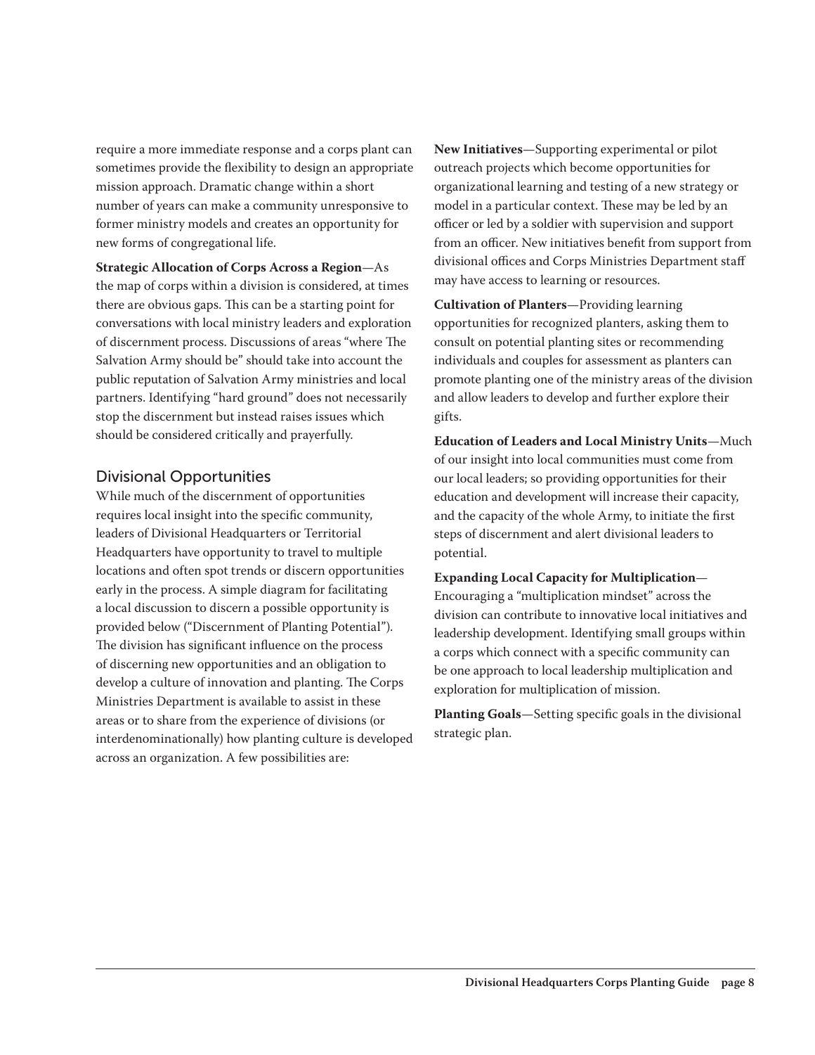require a more immediate response and a corps plant can sometimes provide the flexibility to design an appropriate mission approach. Dramatic change within a short number of years can make a community unresponsive to former ministry models and creates an opportunity for new forms of congregational life.

**Strategic Allocation of Corps Across a Region**—As the map of corps within a division is considered, at times there are obvious gaps. This can be a starting point for conversations with local ministry leaders and exploration of discernment process. Discussions of areas "where The Salvation Army should be" should take into account the public reputation of Salvation Army ministries and local partners. Identifying "hard ground" does not necessarily stop the discernment but instead raises issues which should be considered critically and prayerfully.

## Divisional Opportunities

While much of the discernment of opportunities requires local insight into the specific community, leaders of Divisional Headquarters or Territorial Headquarters have opportunity to travel to multiple locations and often spot trends or discern opportunities early in the process. A simple diagram for facilitating a local discussion to discern a possible opportunity is provided below ("Discernment of Planting Potential"). The division has significant influence on the process of discerning new opportunities and an obligation to develop a culture of innovation and planting. The Corps Ministries Department is available to assist in these areas or to share from the experience of divisions (or interdenominationally) how planting culture is developed across an organization. A few possibilities are:

**New Initiatives**—Supporting experimental or pilot outreach projects which become opportunities for organizational learning and testing of a new strategy or model in a particular context. These may be led by an officer or led by a soldier with supervision and support from an officer. New initiatives benefit from support from divisional offices and Corps Ministries Department staff may have access to learning or resources.

**Cultivation of Planters**—Providing learning opportunities for recognized planters, asking them to consult on potential planting sites or recommending individuals and couples for assessment as planters can promote planting one of the ministry areas of the division and allow leaders to develop and further explore their gifts.

**Education of Leaders and Local Ministry Units**—Much of our insight into local communities must come from our local leaders; so providing opportunities for their education and development will increase their capacity, and the capacity of the whole Army, to initiate the first steps of discernment and alert divisional leaders to potential.

**Expanding Local Capacity for Multiplication**—Encouraging a "multiplication mindset" across the division can contribute to innovative local initiatives and leadership development. Identifying small groups within a corps which connect with a specific community can be one approach to local leadership multiplication and exploration for multiplication of mission.

**Planting Goals**—Setting specific goals in the divisional strategic plan.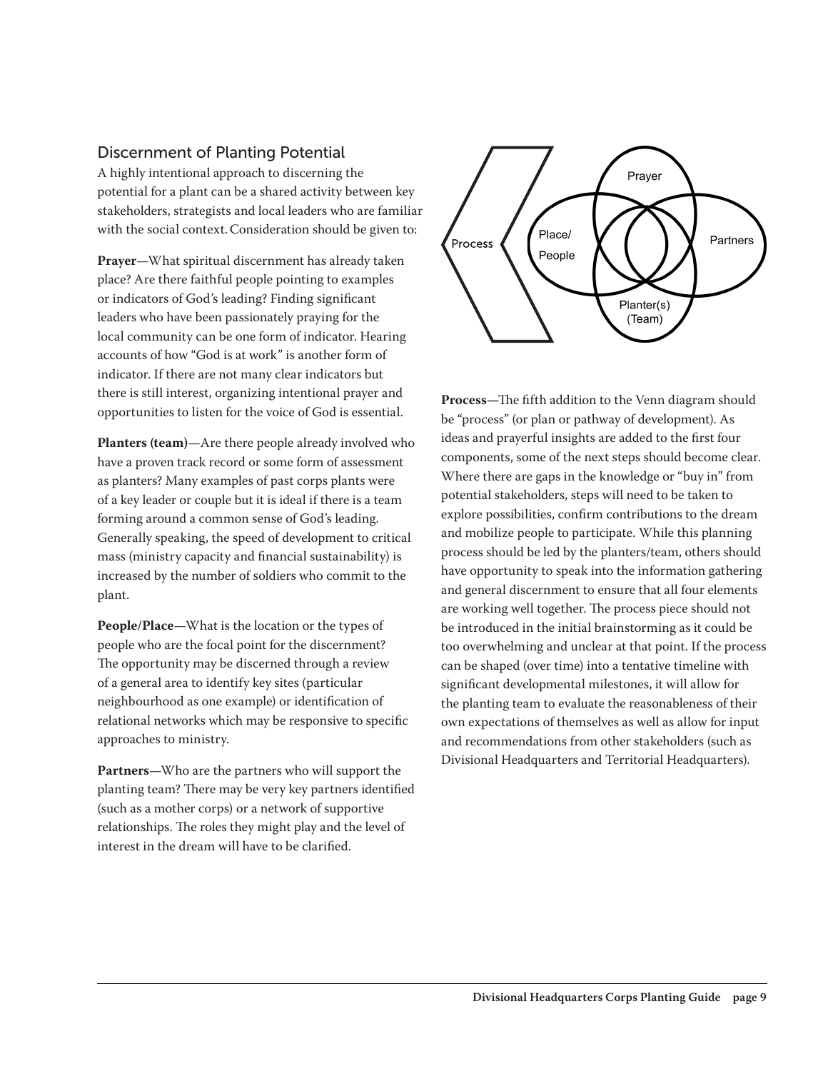## Discernment of Planting Potential

A highly intentional approach to discerning the potential for a plant can be a shared activity between key stakeholders, strategists and local leaders who are familiar with the social context. Consideration should be given to:

**Prayer**—What spiritual discernment has already taken place? Are there faithful people pointing to examples or indicators of God's leading? Finding significant leaders who have been passionately praying for the local community can be one form of indicator. Hearing accounts of how "God is at work" is another form of indicator. If there are not many clear indicators but there is still interest, organizing intentional prayer and opportunities to listen for the voice of God is essential.

**Planters (team)**—Are there people already involved who have a proven track record or some form of assessment as planters? Many examples of past corps plants were of a key leader or couple but it is ideal if there is a team forming around a common sense of God's leading. Generally speaking, the speed of development to critical mass (ministry capacity and financial sustainability) is increased by the number of soldiers who commit to the plant.

**People/Place**—What is the location or the types of people who are the focal point for the discernment? The opportunity may be discerned through a review of a general area to identify key sites (particular neighbourhood as one example) or identification of relational networks which may be responsive to specific approaches to ministry.

**Partners**—Who are the partners who will support the planting team? There may be very key partners identified (such as a mother corps) or a network of supportive relationships. The roles they might play and the level of interest in the dream will have to be clarified.

**Process**—The fifth addition to the Venn diagram should be "process" (or plan or pathway of development). As ideas and prayerful insights are added to the first four components, some of the next steps should become clear. Where there are gaps in the knowledge or "buy in" from potential stakeholders, steps will need to be taken to explore possibilities, confirm contributions to the dream and mobilize people to participate. While this planning process should be led by the planters/team, others should have opportunity to speak into the information gathering and general discernment to ensure that all four elements are working well together. The process piece should not be introduced in the initial brainstorming as it could be too overwhelming and unclear at that point. If the process can be shaped (over time) into a tentative timeline with significant developmental milestones, it will allow for the planting team to evaluate the reasonableness of their own expectations of themselves as well as allow for input and recommendations from other stakeholders (such as Divisional Headquarters and Territorial Headquarters).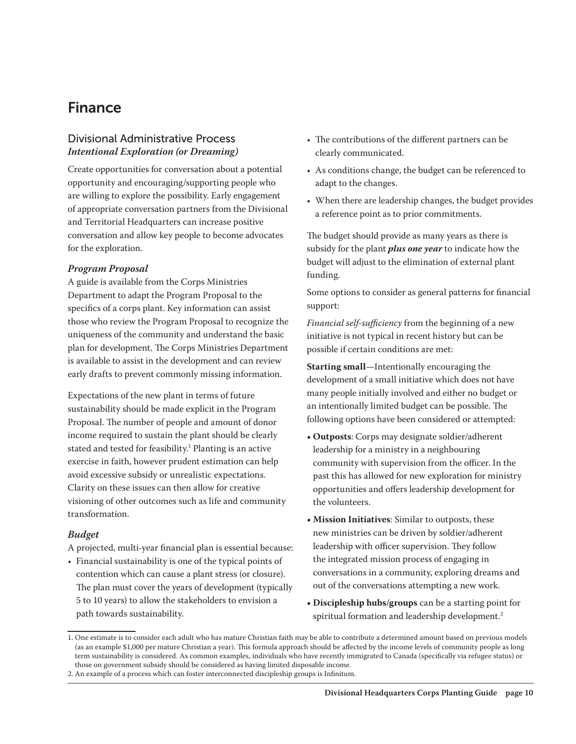# Finance

## Divisional Administrative Process

### *Intentional Exploration (or Dreaming)*

Create opportunities for conversation about a potential opportunity and encouraging/supporting people who are willing to explore the possibility. Early engagement of appropriate conversation partners from the Divisional and Territorial Headquarters can increase positive conversation and allow key people to become advocates for the exploration.

### *Program Proposal*

A guide is available from the Corps Ministries Department to adapt the Program Proposal to the specifics of a corps plant. Key information can assist those who review the Program Proposal to recognize the uniqueness of the community and understand the basic plan for development. The Corps Ministries Department is available to assist in the development and can review early drafts to prevent commonly missing information.

Expectations of the new plant in terms of future sustainability should be made explicit in the Program Proposal. The number of people and amount of donor income required to sustain the plant should be clearly stated and tested for feasibility.[1] Planting is an active exercise in faith, however prudent estimation can help avoid excessive subsidy or unrealistic expectations. Clarity on these issues can then allow for creative visioning of other outcomes such as life and community transformation.

### *Budget*

A projected, multi-year financial plan is essential because:

- Financial sustainability is one of the typical points of contention which can cause a plant stress (or closure). The plan must cover the years of development (typically 5 to 10 years) to allow the stakeholders to envision a path towards sustainability.
- The contributions of the different partners can be clearly communicated.
- As conditions change, the budget can be referenced to adapt to the changes.
- When there are leadership changes, the budget provides a reference point as to prior commitments.

The budget should provide as many years as there is subsidy for the plant ***plus one year*** to indicate how the budget will adjust to the elimination of external plant funding.

Some options to consider as general patterns for financial support:

*Financial self-sufficiency* from the beginning of a new initiative is not typical in recent history but can be possible if certain conditions are met:

**Starting small**—Intentionally encouraging the development of a small initiative which does not have many people initially involved and either no budget or an intentionally limited budget can be possible. The following options have been considered or attempted:

- **Outposts**: Corps may designate soldier/adherent leadership for a ministry in a neighbouring community with supervision from the officer. In the past this has allowed for new exploration for ministry opportunities and offers leadership development for the volunteers.
- **Mission Initiatives**: Similar to outposts, these new ministries can be driven by soldier/adherent leadership with officer supervision. They follow the integrated mission process of engaging in conversations in a community, exploring dreams and out of the conversations attempting a new work.
- **Discipleship hubs/groups** can be a starting point for spiritual formation and leadership development.[2]

---

1. One estimate is to consider each adult who has mature Christian faith may be able to contribute a determined amount based on previous models (as an example $1,000 per mature Christian a year). This formula approach should be affected by the income levels of community people as long term sustainability is considered. As common examples, individuals who have recently immigrated to Canada (specifically via refugee status) or those on government subsidy should be considered as having limited disposable income.
2. An example of a process which can foster interconnected discipleship groups is Infinitum.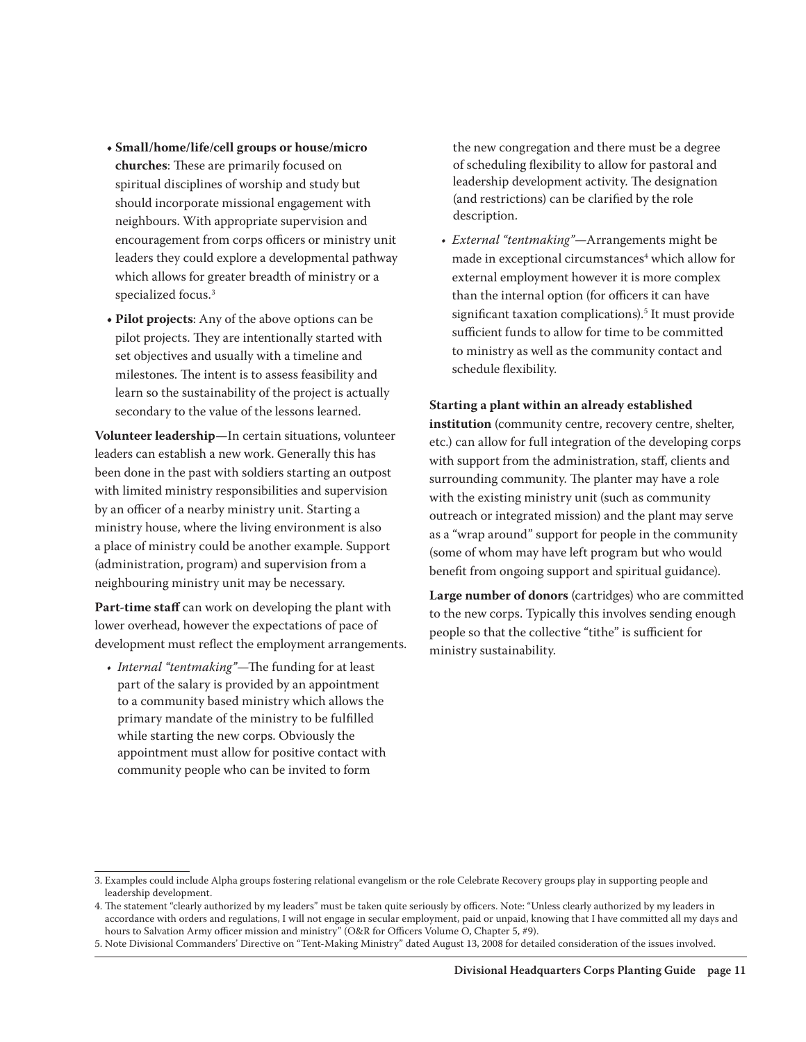- **Small/home/life/cell groups or house/micro churches**: These are primarily focused on spiritual disciplines of worship and study but should incorporate missional engagement with neighbours. With appropriate supervision and encouragement from corps officers or ministry unit leaders they could explore a developmental pathway which allows for greater breadth of ministry or a specialized focus.[3]
- **Pilot projects**: Any of the above options can be pilot projects. They are intentionally started with set objectives and usually with a timeline and milestones. The intent is to assess feasibility and learn so the sustainability of the project is actually secondary to the value of the lessons learned.

**Volunteer leadership**—In certain situations, volunteer leaders can establish a new work. Generally this has been done in the past with soldiers starting an outpost with limited ministry responsibilities and supervision by an officer of a nearby ministry unit. Starting a ministry house, where the living environment is also a place of ministry could be another example. Support (administration, program) and supervision from a neighbouring ministry unit may be necessary.

**Part-time staff** can work on developing the plant with lower overhead, however the expectations of pace of development must reflect the employment arrangements.

- *Internal "tentmaking"*—The funding for at least part of the salary is provided by an appointment to a community based ministry which allows the primary mandate of the ministry to be fulfilled while starting the new corps. Obviously the appointment must allow for positive contact with community people who can be invited to form the new congregation and there must be a degree of scheduling flexibility to allow for pastoral and leadership development activity. The designation (and restrictions) can be clarified by the role description.
- *External "tentmaking"*—Arrangements might be made in exceptional circumstances[4] which allow for external employment however it is more complex than the internal option (for officers it can have significant taxation complications).[5] It must provide sufficient funds to allow for time to be committed to ministry as well as the community contact and schedule flexibility.

**Starting a plant within an already established institution** (community centre, recovery centre, shelter, etc.) can allow for full integration of the developing corps with support from the administration, staff, clients and surrounding community. The planter may have a role with the existing ministry unit (such as community outreach or integrated mission) and the plant may serve as a "wrap around" support for people in the community (some of whom may have left program but who would benefit from ongoing support and spiritual guidance).

**Large number of donors** (cartridges) who are committed to the new corps. Typically this involves sending enough people so that the collective "tithe" is sufficient for ministry sustainability.

---

3. Examples could include Alpha groups fostering relational evangelism or the role Celebrate Recovery groups play in supporting people and leadership development.

4. The statement "clearly authorized by my leaders" must be taken quite seriously by officers. Note: "Unless clearly authorized by my leaders in accordance with orders and regulations, I will not engage in secular employment, paid or unpaid, knowing that I have committed all my days and hours to Salvation Army officer mission and ministry" (O&R for Officers Volume O, Chapter 5, #9).

5. Note Divisional Commanders' Directive on "Tent-Making Ministry" dated August 13, 2008 for detailed consideration of the issues involved.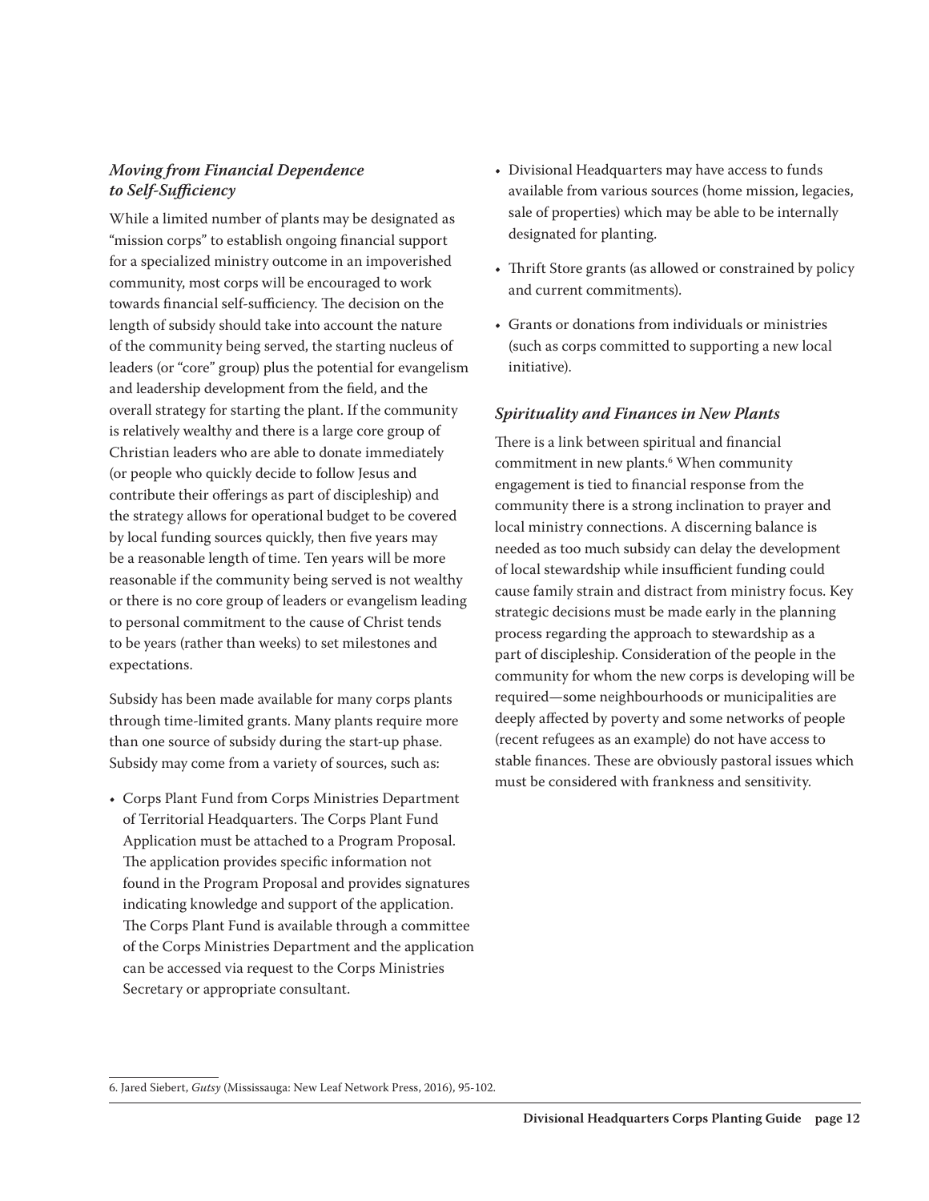### *Moving from Financial Dependence to Self-Sufficiency*

While a limited number of plants may be designated as "mission corps" to establish ongoing financial support for a specialized ministry outcome in an impoverished community, most corps will be encouraged to work towards financial self-sufficiency. The decision on the length of subsidy should take into account the nature of the community being served, the starting nucleus of leaders (or "core" group) plus the potential for evangelism and leadership development from the field, and the overall strategy for starting the plant. If the community is relatively wealthy and there is a large core group of Christian leaders who are able to donate immediately (or people who quickly decide to follow Jesus and contribute their offerings as part of discipleship) and the strategy allows for operational budget to be covered by local funding sources quickly, then five years may be a reasonable length of time. Ten years will be more reasonable if the community being served is not wealthy or there is no core group of leaders or evangelism leading to personal commitment to the cause of Christ tends to be years (rather than weeks) to set milestones and expectations.

Subsidy has been made available for many corps plants through time-limited grants. Many plants require more than one source of subsidy during the start-up phase. Subsidy may come from a variety of sources, such as:

- Corps Plant Fund from Corps Ministries Department of Territorial Headquarters. The Corps Plant Fund Application must be attached to a Program Proposal. The application provides specific information not found in the Program Proposal and provides signatures indicating knowledge and support of the application. The Corps Plant Fund is available through a committee of the Corps Ministries Department and the application can be accessed via request to the Corps Ministries Secretary or appropriate consultant.
- Divisional Headquarters may have access to funds available from various sources (home mission, legacies, sale of properties) which may be able to be internally designated for planting.
- Thrift Store grants (as allowed or constrained by policy and current commitments).
- Grants or donations from individuals or ministries (such as corps committed to supporting a new local initiative).

### *Spirituality and Finances in New Plants*

There is a link between spiritual and financial commitment in new plants.[6] When community engagement is tied to financial response from the community there is a strong inclination to prayer and local ministry connections. A discerning balance is needed as too much subsidy can delay the development of local stewardship while insufficient funding could cause family strain and distract from ministry focus. Key strategic decisions must be made early in the planning process regarding the approach to stewardship as a part of discipleship. Consideration of the people in the community for whom the new corps is developing will be required—some neighbourhoods or municipalities are deeply affected by poverty and some networks of people (recent refugees as an example) do not have access to stable finances. These are obviously pastoral issues which must be considered with frankness and sensitivity.

---

6. Jared Siebert, *Gutsy* (Mississauga: New Leaf Network Press, 2016), 95-102.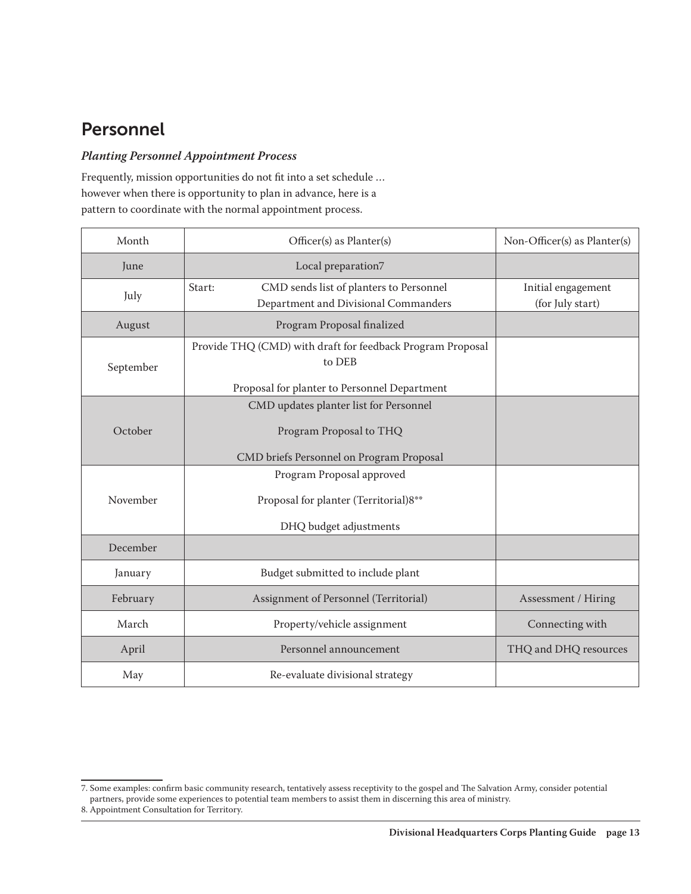## Personnel

### *Planting Personnel Appointment Process*

Frequently, mission opportunities do not fit into a set schedule … however when there is opportunity to plan in advance, here is a pattern to coordinate with the normal appointment process.

| Month | Officer(s) as Planter(s) | Non-Officer(s) as Planter(s) |
|---|---|---|
| June | Local preparation[7] | |
| July | Start: CMD sends list of planters to Personnel Department and Divisional Commanders | Initial engagement (for July start) |
| August | Program Proposal finalized | |
| September | Provide THQ (CMD) with draft for feedback Program Proposal to DEB<br><br>Proposal for planter to Personnel Department | |
| October | CMD updates planter list for Personnel<br><br>Program Proposal to THQ<br><br>CMD briefs Personnel on Program Proposal | |
| November | Program Proposal approved<br><br>Proposal for planter (Territorial)[8]**<br><br>DHQ budget adjustments | |
| December | | |
| January | Budget submitted to include plant | |
| February | Assignment of Personnel (Territorial) | Assessment / Hiring |
| March | Property/vehicle assignment | Connecting with |
| April | Personnel announcement | THQ and DHQ resources |
| May | Re-evaluate divisional strategy | |

7. Some examples: confirm basic community research, tentatively assess receptivity to the gospel and The Salvation Army, consider potential partners, provide some experiences to potential team members to assist them in discerning this area of ministry.

8. Appointment Consultation for Territory.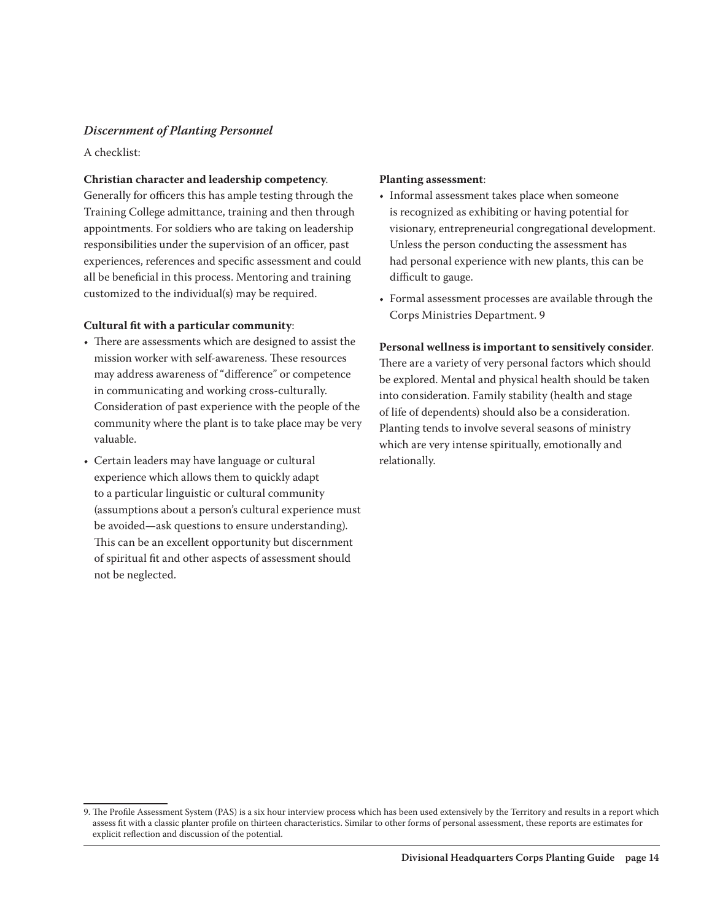### *Discernment of Planting Personnel*

A checklist:

**Christian character and leadership competency**. Generally for officers this has ample testing through the Training College admittance, training and then through appointments. For soldiers who are taking on leadership responsibilities under the supervision of an officer, past experiences, references and specific assessment and could all be beneficial in this process. Mentoring and training customized to the individual(s) may be required.

**Cultural fit with a particular community**:

- There are assessments which are designed to assist the mission worker with self-awareness. These resources may address awareness of "difference" or competence in communicating and working cross-culturally. Consideration of past experience with the people of the community where the plant is to take place may be very valuable.
- Certain leaders may have language or cultural experience which allows them to quickly adapt to a particular linguistic or cultural community (assumptions about a person's cultural experience must be avoided—ask questions to ensure understanding). This can be an excellent opportunity but discernment of spiritual fit and other aspects of assessment should not be neglected.

**Planting assessment**:

- Informal assessment takes place when someone is recognized as exhibiting or having potential for visionary, entrepreneurial congregational development. Unless the person conducting the assessment has had personal experience with new plants, this can be difficult to gauge.
- Formal assessment processes are available through the Corps Ministries Department. [9]

**Personal wellness is important to sensitively consider**. There are a variety of very personal factors which should be explored. Mental and physical health should be taken into consideration. Family stability (health and stage of life of dependents) should also be a consideration. Planting tends to involve several seasons of ministry which are very intense spiritually, emotionally and relationally.

---

9. The Profile Assessment System (PAS) is a six hour interview process which has been used extensively by the Territory and results in a report which assess fit with a classic planter profile on thirteen characteristics. Similar to other forms of personal assessment, these reports are estimates for explicit reflection and discussion of the potential.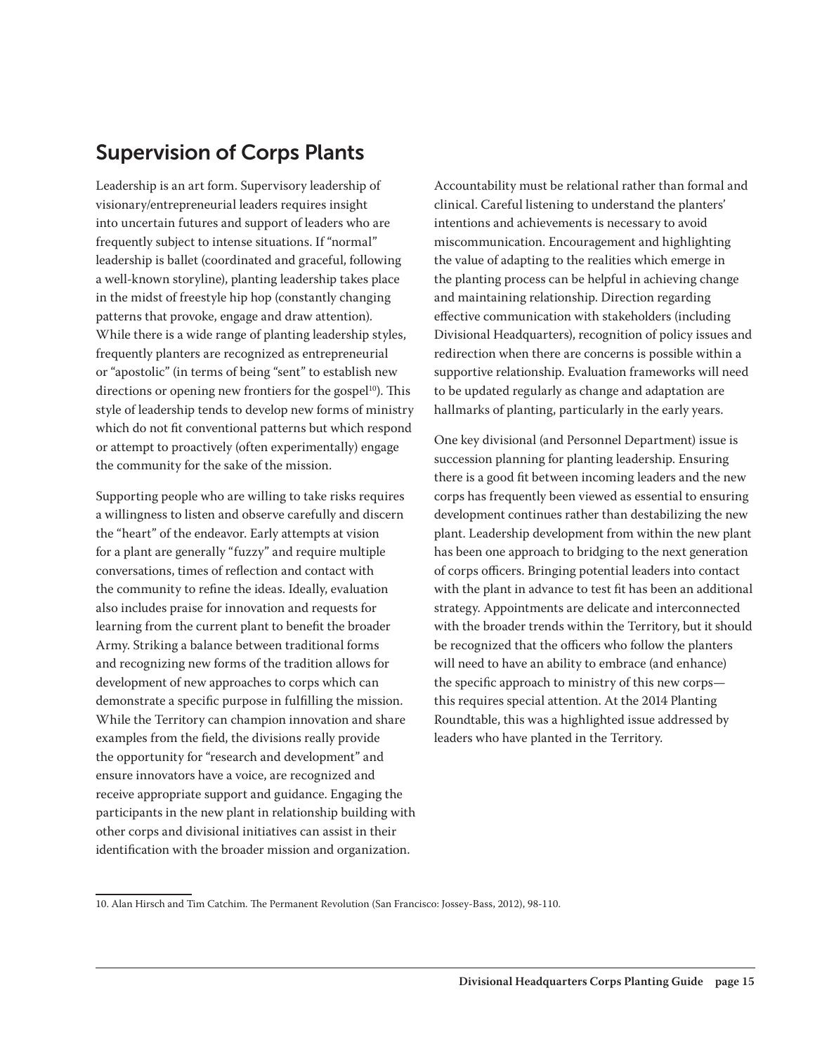## Supervision of Corps Plants

Leadership is an art form. Supervisory leadership of visionary/entrepreneurial leaders requires insight into uncertain futures and support of leaders who are frequently subject to intense situations. If "normal" leadership is ballet (coordinated and graceful, following a well-known storyline), planting leadership takes place in the midst of freestyle hip hop (constantly changing patterns that provoke, engage and draw attention). While there is a wide range of planting leadership styles, frequently planters are recognized as entrepreneurial or "apostolic" (in terms of being "sent" to establish new directions or opening new frontiers for the gospel[10]). This style of leadership tends to develop new forms of ministry which do not fit conventional patterns but which respond or attempt to proactively (often experimentally) engage the community for the sake of the mission.

Supporting people who are willing to take risks requires a willingness to listen and observe carefully and discern the "heart" of the endeavor. Early attempts at vision for a plant are generally "fuzzy" and require multiple conversations, times of reflection and contact with the community to refine the ideas. Ideally, evaluation also includes praise for innovation and requests for learning from the current plant to benefit the broader Army. Striking a balance between traditional forms and recognizing new forms of the tradition allows for development of new approaches to corps which can demonstrate a specific purpose in fulfilling the mission. While the Territory can champion innovation and share examples from the field, the divisions really provide the opportunity for "research and development" and ensure innovators have a voice, are recognized and receive appropriate support and guidance. Engaging the participants in the new plant in relationship building with other corps and divisional initiatives can assist in their identification with the broader mission and organization.

Accountability must be relational rather than formal and clinical. Careful listening to understand the planters' intentions and achievements is necessary to avoid miscommunication. Encouragement and highlighting the value of adapting to the realities which emerge in the planting process can be helpful in achieving change and maintaining relationship. Direction regarding effective communication with stakeholders (including Divisional Headquarters), recognition of policy issues and redirection when there are concerns is possible within a supportive relationship. Evaluation frameworks will need to be updated regularly as change and adaptation are hallmarks of planting, particularly in the early years.

One key divisional (and Personnel Department) issue is succession planning for planting leadership. Ensuring there is a good fit between incoming leaders and the new corps has frequently been viewed as essential to ensuring development continues rather than destabilizing the new plant. Leadership development from within the new plant has been one approach to bridging to the next generation of corps officers. Bringing potential leaders into contact with the plant in advance to test fit has been an additional strategy. Appointments are delicate and interconnected with the broader trends within the Territory, but it should be recognized that the officers who follow the planters will need to have an ability to embrace (and enhance) the specific approach to ministry of this new corps—this requires special attention. At the 2014 Planting Roundtable, this was a highlighted issue addressed by leaders who have planted in the Territory.

---

10. Alan Hirsch and Tim Catchim. The Permanent Revolution (San Francisco: Jossey-Bass, 2012), 98-110.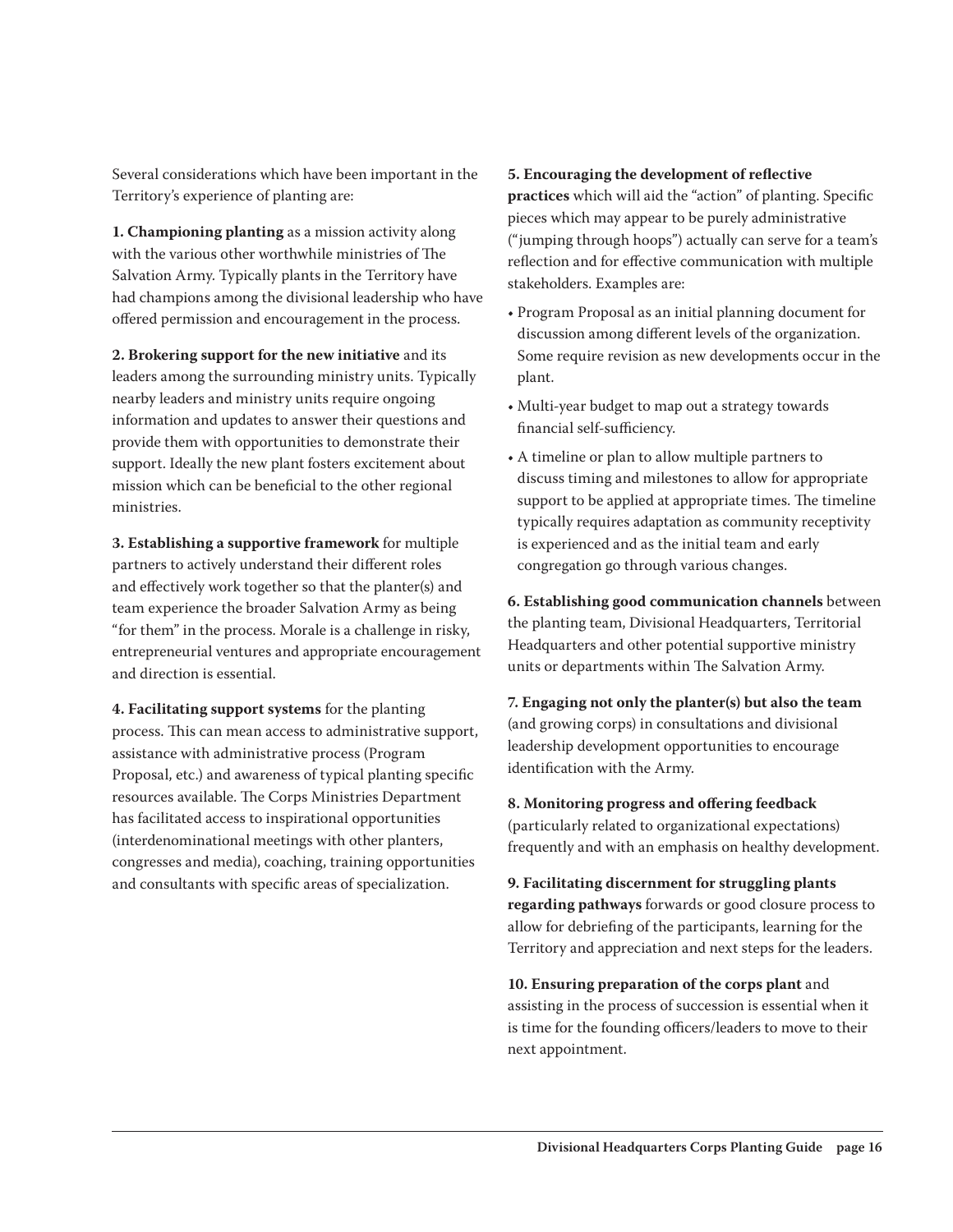Several considerations which have been important in the Territory's experience of planting are:

**1. Championing planting** as a mission activity along with the various other worthwhile ministries of The Salvation Army. Typically plants in the Territory have had champions among the divisional leadership who have offered permission and encouragement in the process.

**2. Brokering support for the new initiative** and its leaders among the surrounding ministry units. Typically nearby leaders and ministry units require ongoing information and updates to answer their questions and provide them with opportunities to demonstrate their support. Ideally the new plant fosters excitement about mission which can be beneficial to the other regional ministries.

**3. Establishing a supportive framework** for multiple partners to actively understand their different roles and effectively work together so that the planter(s) and team experience the broader Salvation Army as being "for them" in the process. Morale is a challenge in risky, entrepreneurial ventures and appropriate encouragement and direction is essential.

**4. Facilitating support systems** for the planting process. This can mean access to administrative support, assistance with administrative process (Program Proposal, etc.) and awareness of typical planting specific resources available. The Corps Ministries Department has facilitated access to inspirational opportunities (interdenominational meetings with other planters, congresses and media), coaching, training opportunities and consultants with specific areas of specialization.

**5. Encouraging the development of reflective practices** which will aid the "action" of planting. Specific pieces which may appear to be purely administrative ("jumping through hoops") actually can serve for a team's reflection and for effective communication with multiple stakeholders. Examples are:

- Program Proposal as an initial planning document for discussion among different levels of the organization. Some require revision as new developments occur in the plant.
- Multi-year budget to map out a strategy towards financial self-sufficiency.
- A timeline or plan to allow multiple partners to discuss timing and milestones to allow for appropriate support to be applied at appropriate times. The timeline typically requires adaptation as community receptivity is experienced and as the initial team and early congregation go through various changes.

**6. Establishing good communication channels** between the planting team, Divisional Headquarters, Territorial Headquarters and other potential supportive ministry units or departments within The Salvation Army.

**7. Engaging not only the planter(s) but also the team** (and growing corps) in consultations and divisional leadership development opportunities to encourage identification with the Army.

**8. Monitoring progress and offering feedback** (particularly related to organizational expectations) frequently and with an emphasis on healthy development.

**9. Facilitating discernment for struggling plants regarding pathways** forwards or good closure process to allow for debriefing of the participants, learning for the Territory and appreciation and next steps for the leaders.

**10. Ensuring preparation of the corps plant** and assisting in the process of succession is essential when it is time for the founding officers/leaders to move to their next appointment.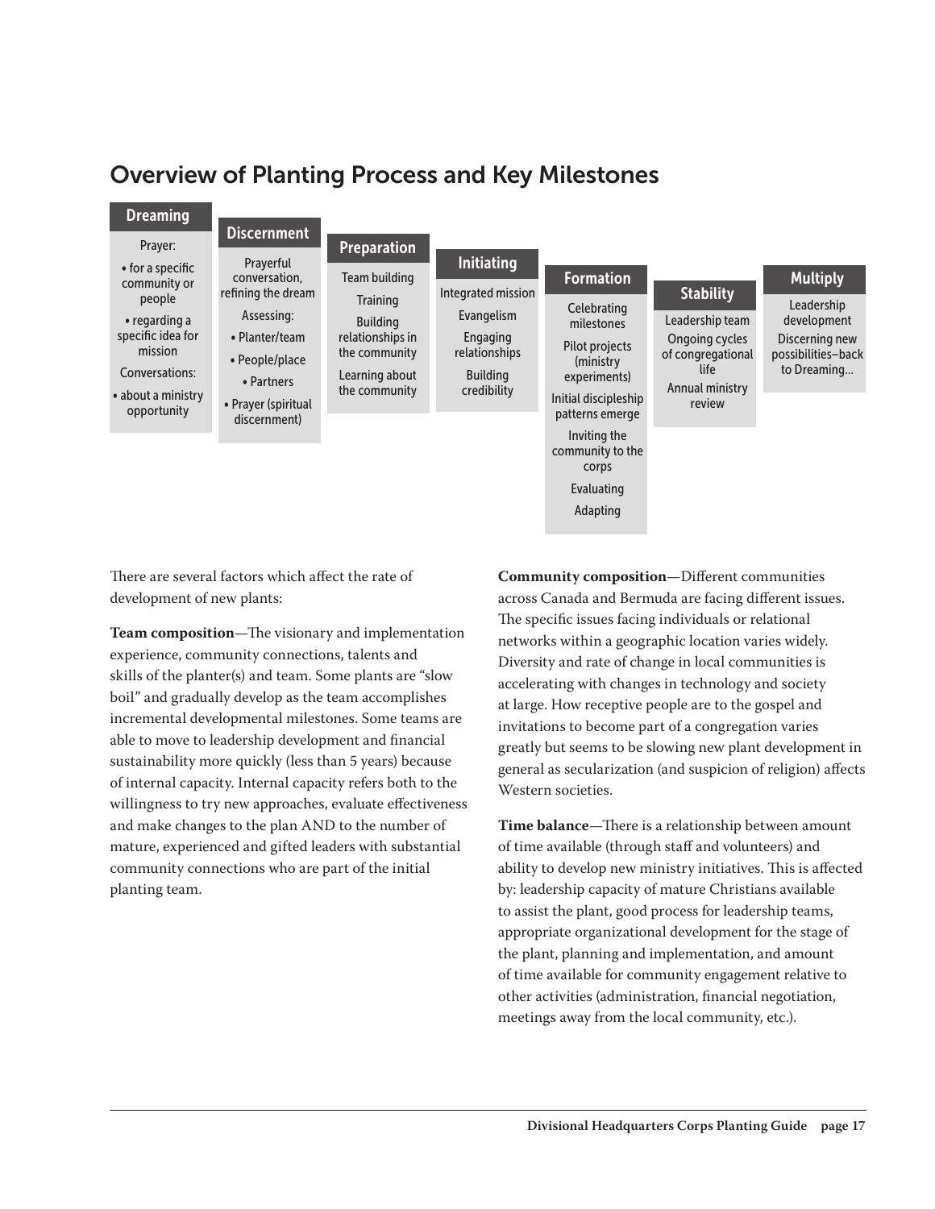## Overview of Planting Process and Key Milestones

**Dreaming**

Prayer:

- for a specific community or people
- regarding a specific idea for mission

Conversations:

- about a ministry opportunity

**Discernment**

Prayerful conversation, refining the dream

Assessing:

- Planter/team
- People/place
- Partners
- Prayer (spiritual discernment)

**Preparation**

Team building

Training

Building relationships in the community

Learning about the community

**Initiating**

Integrated mission

Evangelism

Engaging relationships

Building credibility

**Formation**

Celebrating milestones

Pilot projects (ministry experiments)

Initial discipleship patterns emerge

Inviting the community to the corps

Evaluating

Adapting

**Stability**

Leadership team

Ongoing cycles of congregational life

Annual ministry review

**Multiply**

Leadership development

Discerning new possibilities–back to Dreaming...

There are several factors which affect the rate of development of new plants:

**Team composition**—The visionary and implementation experience, community connections, talents and skills of the planter(s) and team. Some plants are "slow boil" and gradually develop as the team accomplishes incremental developmental milestones. Some teams are able to move to leadership development and financial sustainability more quickly (less than 5 years) because of internal capacity. Internal capacity refers both to the willingness to try new approaches, evaluate effectiveness and make changes to the plan AND to the number of mature, experienced and gifted leaders with substantial community connections who are part of the initial planting team.

**Community composition**—Different communities across Canada and Bermuda are facing different issues. The specific issues facing individuals or relational networks within a geographic location varies widely. Diversity and rate of change in local communities is accelerating with changes in technology and society at large. How receptive people are to the gospel and invitations to become part of a congregation varies greatly but seems to be slowing new plant development in general as secularization (and suspicion of religion) affects Western societies.

**Time balance**—There is a relationship between amount of time available (through staff and volunteers) and ability to develop new ministry initiatives. This is affected by: leadership capacity of mature Christians available to assist the plant, good process for leadership teams, appropriate organizational development for the stage of the plant, planning and implementation, and amount of time available for community engagement relative to other activities (administration, financial negotiation, meetings away from the local community, etc.).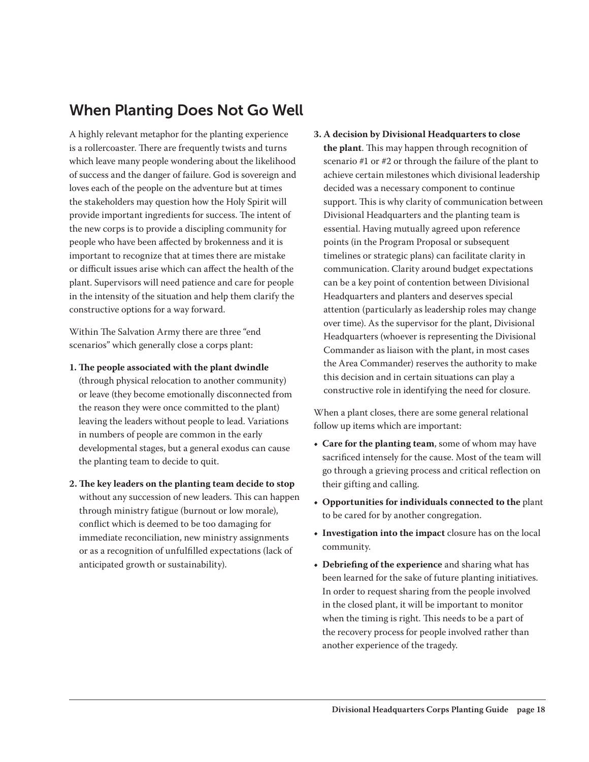## When Planting Does Not Go Well

A highly relevant metaphor for the planting experience is a rollercoaster. There are frequently twists and turns which leave many people wondering about the likelihood of success and the danger of failure. God is sovereign and loves each of the people on the adventure but at times the stakeholders may question how the Holy Spirit will provide important ingredients for success. The intent of the new corps is to provide a discipling community for people who have been affected by brokenness and it is important to recognize that at times there are mistake or difficult issues arise which can affect the health of the plant. Supervisors will need patience and care for people in the intensity of the situation and help them clarify the constructive options for a way forward.

Within The Salvation Army there are three "end scenarios" which generally close a corps plant:

1. **The people associated with the plant dwindle** (through physical relocation to another community) or leave (they become emotionally disconnected from the reason they were once committed to the plant) leaving the leaders without people to lead. Variations in numbers of people are common in the early developmental stages, but a general exodus can cause the planting team to decide to quit.
2. **The key leaders on the planting team decide to stop** without any succession of new leaders. This can happen through ministry fatigue (burnout or low morale), conflict which is deemed to be too damaging for immediate reconciliation, new ministry assignments or as a recognition of unfulfilled expectations (lack of anticipated growth or sustainability).
3. **A decision by Divisional Headquarters to close the plant**. This may happen through recognition of scenario #1 or #2 or through the failure of the plant to achieve certain milestones which divisional leadership decided was a necessary component to continue support. This is why clarity of communication between Divisional Headquarters and the planting team is essential. Having mutually agreed upon reference points (in the Program Proposal or subsequent timelines or strategic plans) can facilitate clarity in communication. Clarity around budget expectations can be a key point of contention between Divisional Headquarters and planters and deserves special attention (particularly as leadership roles may change over time). As the supervisor for the plant, Divisional Headquarters (whoever is representing the Divisional Commander as liaison with the plant, in most cases the Area Commander) reserves the authority to make this decision and in certain situations can play a constructive role in identifying the need for closure.

When a plant closes, there are some general relational follow up items which are important:

- **Care for the planting team**, some of whom may have sacrificed intensely for the cause. Most of the team will go through a grieving process and critical reflection on their gifting and calling.
- **Opportunities for individuals connected to the** plant to be cared for by another congregation.
- **Investigation into the impact** closure has on the local community.
- **Debriefing of the experience** and sharing what has been learned for the sake of future planting initiatives. In order to request sharing from the people involved in the closed plant, it will be important to monitor when the timing is right. This needs to be a part of the recovery process for people involved rather than another experience of the tragedy.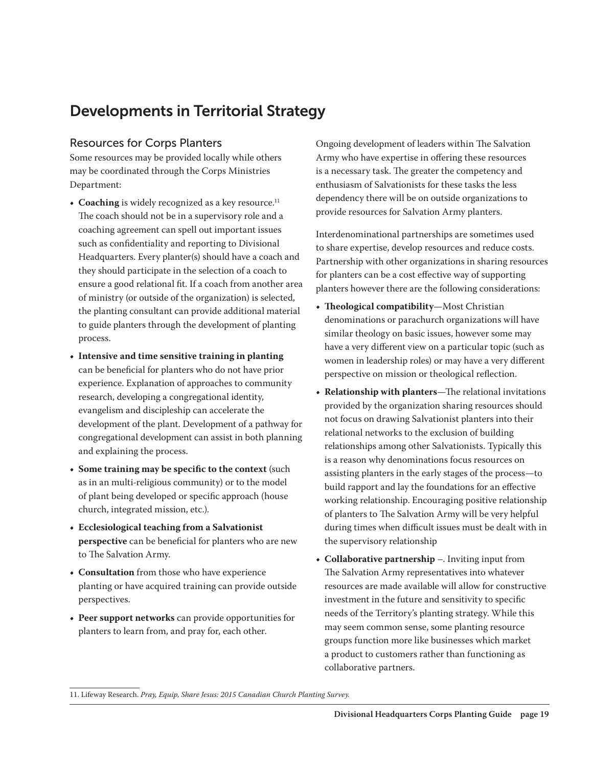# Developments in Territorial Strategy

## Resources for Corps Planters

Some resources may be provided locally while others may be coordinated through the Corps Ministries Department:

- **Coaching** is widely recognized as a key resource.[11] The coach should not be in a supervisory role and a coaching agreement can spell out important issues such as confidentiality and reporting to Divisional Headquarters. Every planter(s) should have a coach and they should participate in the selection of a coach to ensure a good relational fit. If a coach from another area of ministry (or outside of the organization) is selected, the planting consultant can provide additional material to guide planters through the development of planting process.
- **Intensive and time sensitive training in planting** can be beneficial for planters who do not have prior experience. Explanation of approaches to community research, developing a congregational identity, evangelism and discipleship can accelerate the development of the plant. Development of a pathway for congregational development can assist in both planning and explaining the process.
- **Some training may be specific to the context** (such as in an multi-religious community) or to the model of plant being developed or specific approach (house church, integrated mission, etc.).
- **Ecclesiological teaching from a Salvationist perspective** can be beneficial for planters who are new to The Salvation Army.
- **Consultation** from those who have experience planting or have acquired training can provide outside perspectives.
- **Peer support networks** can provide opportunities for planters to learn from, and pray for, each other.

Ongoing development of leaders within The Salvation Army who have expertise in offering these resources is a necessary task. The greater the competency and enthusiasm of Salvationists for these tasks the less dependency there will be on outside organizations to provide resources for Salvation Army planters.

Interdenominational partnerships are sometimes used to share expertise, develop resources and reduce costs. Partnership with other organizations in sharing resources for planters can be a cost effective way of supporting planters however there are the following considerations:

- **Theological compatibility**—Most Christian denominations or parachurch organizations will have similar theology on basic issues, however some may have a very different view on a particular topic (such as women in leadership roles) or may have a very different perspective on mission or theological reflection.
- **Relationship with planters**—The relational invitations provided by the organization sharing resources should not focus on drawing Salvationist planters into their relational networks to the exclusion of building relationships among other Salvationists. Typically this is a reason why denominations focus resources on assisting planters in the early stages of the process—to build rapport and lay the foundations for an effective working relationship. Encouraging positive relationship of planters to The Salvation Army will be very helpful during times when difficult issues must be dealt with in the supervisory relationship
- **Collaborative partnership** –. Inviting input from The Salvation Army representatives into whatever resources are made available will allow for constructive investment in the future and sensitivity to specific needs of the Territory's planting strategy. While this may seem common sense, some planting resource groups function more like businesses which market a product to customers rather than functioning as collaborative partners.

---

11. Lifeway Research. *Pray, Equip, Share Jesus: 2015 Canadian Church Planting Survey.*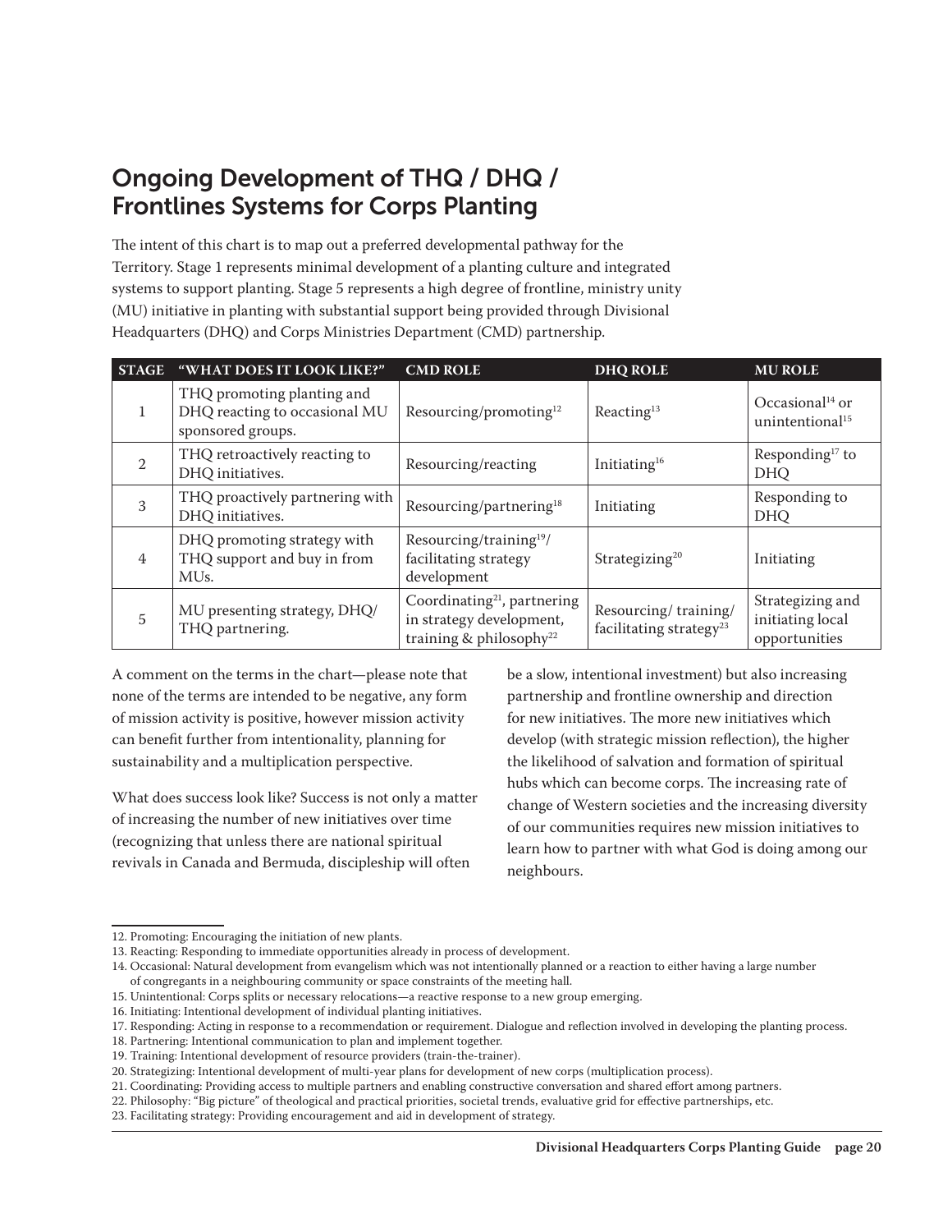## Ongoing Development of THQ / DHQ / Frontlines Systems for Corps Planting

The intent of this chart is to map out a preferred developmental pathway for the Territory. Stage 1 represents minimal development of a planting culture and integrated systems to support planting. Stage 5 represents a high degree of frontline, ministry unity (MU) initiative in planting with substantial support being provided through Divisional Headquarters (DHQ) and Corps Ministries Department (CMD) partnership.

| STAGE | "WHAT DOES IT LOOK LIKE?" | CMD ROLE | DHQ ROLE | MU ROLE |
|---|---|---|---|---|
| 1 | THQ promoting planting and DHQ reacting to occasional MU sponsored groups. | Resourcing/promoting[12] | Reacting[13] | Occasional[14] or unintentional[15] |
| 2 | THQ retroactively reacting to DHQ initiatives. | Resourcing/reacting | Initiating[16] | Responding[17] to DHQ |
| 3 | THQ proactively partnering with DHQ initiatives. | Resourcing/partnering[18] | Initiating | Responding to DHQ |
| 4 | DHQ promoting strategy with THQ support and buy in from MUs. | Resourcing/training[19]/ facilitating strategy development | Strategizing[20] | Initiating |
| 5 | MU presenting strategy, DHQ/ THQ partnering. | Coordinating[21], partnering in strategy development, training & philosophy[22] | Resourcing/ training/ facilitating strategy[23] | Strategizing and initiating local opportunities |

A comment on the terms in the chart—please note that none of the terms are intended to be negative, any form of mission activity is positive, however mission activity can benefit further from intentionality, planning for sustainability and a multiplication perspective.

What does success look like? Success is not only a matter of increasing the number of new initiatives over time (recognizing that unless there are national spiritual revivals in Canada and Bermuda, discipleship will often be a slow, intentional investment) but also increasing partnership and frontline ownership and direction for new initiatives. The more new initiatives which develop (with strategic mission reflection), the higher the likelihood of salvation and formation of spiritual hubs which can become corps. The increasing rate of change of Western societies and the increasing diversity of our communities requires new mission initiatives to learn how to partner with what God is doing among our neighbours.

12. Promoting: Encouraging the initiation of new plants.
13. Reacting: Responding to immediate opportunities already in process of development.
14. Occasional: Natural development from evangelism which was not intentionally planned or a reaction to either having a large number of congregants in a neighbouring community or space constraints of the meeting hall.
15. Unintentional: Corps splits or necessary relocations—a reactive response to a new group emerging.
16. Initiating: Intentional development of individual planting initiatives.
17. Responding: Acting in response to a recommendation or requirement. Dialogue and reflection involved in developing the planting process.
18. Partnering: Intentional communication to plan and implement together.
19. Training: Intentional development of resource providers (train-the-trainer).
20. Strategizing: Intentional development of multi-year plans for development of new corps (multiplication process).
21. Coordinating: Providing access to multiple partners and enabling constructive conversation and shared effort among partners.
22. Philosophy: "Big picture" of theological and practical priorities, societal trends, evaluative grid for effective partnerships, etc.
23. Facilitating strategy: Providing encouragement and aid in development of strategy.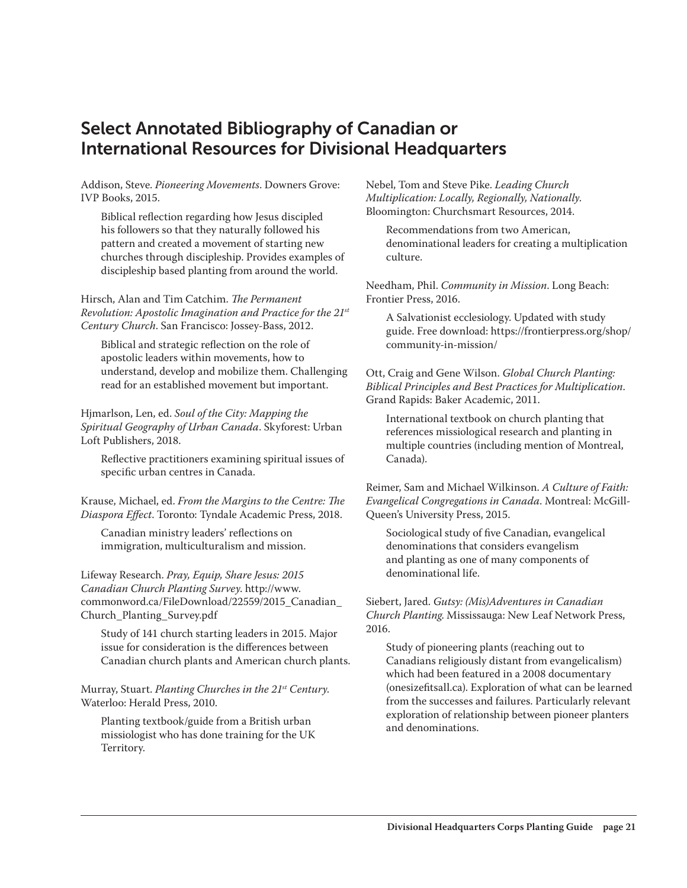## Select Annotated Bibliography of Canadian or International Resources for Divisional Headquarters

Addison, Steve. *Pioneering Movements*. Downers Grove: IVP Books, 2015.

> Biblical reflection regarding how Jesus discipled his followers so that they naturally followed his pattern and created a movement of starting new churches through discipleship. Provides examples of discipleship based planting from around the world.

Hirsch, Alan and Tim Catchim. *The Permanent Revolution: Apostolic Imagination and Practice for the 21st Century Church*. San Francisco: Jossey-Bass, 2012.

> Biblical and strategic reflection on the role of apostolic leaders within movements, how to understand, develop and mobilize them. Challenging read for an established movement but important.

Hjmarlson, Len, ed. *Soul of the City: Mapping the Spiritual Geography of Urban Canada*. Skyforest: Urban Loft Publishers, 2018.

> Reflective practitioners examining spiritual issues of specific urban centres in Canada.

Krause, Michael, ed. *From the Margins to the Centre: The Diaspora Effect*. Toronto: Tyndale Academic Press, 2018.

> Canadian ministry leaders' reflections on immigration, multiculturalism and mission.

Lifeway Research. *Pray, Equip, Share Jesus: 2015 Canadian Church Planting Survey*. http://www.commonword.ca/FileDownload/22559/2015_Canadian_Church_Planting_Survey.pdf

> Study of 141 church starting leaders in 2015. Major issue for consideration is the differences between Canadian church plants and American church plants.

Murray, Stuart. *Planting Churches in the 21st Century*. Waterloo: Herald Press, 2010.

> Planting textbook/guide from a British urban missiologist who has done training for the UK Territory.

Nebel, Tom and Steve Pike. *Leading Church Multiplication: Locally, Regionally, Nationally*. Bloomington: Churchsmart Resources, 2014.

> Recommendations from two American, denominational leaders for creating a multiplication culture.

Needham, Phil. *Community in Mission*. Long Beach: Frontier Press, 2016.

> A Salvationist ecclesiology. Updated with study guide. Free download: https://frontierpress.org/shop/community-in-mission/

Ott, Craig and Gene Wilson. *Global Church Planting: Biblical Principles and Best Practices for Multiplication*. Grand Rapids: Baker Academic, 2011.

> International textbook on church planting that references missiological research and planting in multiple countries (including mention of Montreal, Canada).

Reimer, Sam and Michael Wilkinson. *A Culture of Faith: Evangelical Congregations in Canada*. Montreal: McGill-Queen's University Press, 2015.

> Sociological study of five Canadian, evangelical denominations that considers evangelism and planting as one of many components of denominational life.

Siebert, Jared. *Gutsy: (Mis)Adventures in Canadian Church Planting*. Mississauga: New Leaf Network Press, 2016.

> Study of pioneering plants (reaching out to Canadians religiously distant from evangelicalism) which had been featured in a 2008 documentary (onesizefitsall.ca). Exploration of what can be learned from the successes and failures. Particularly relevant exploration of relationship between pioneer planters and denominations.